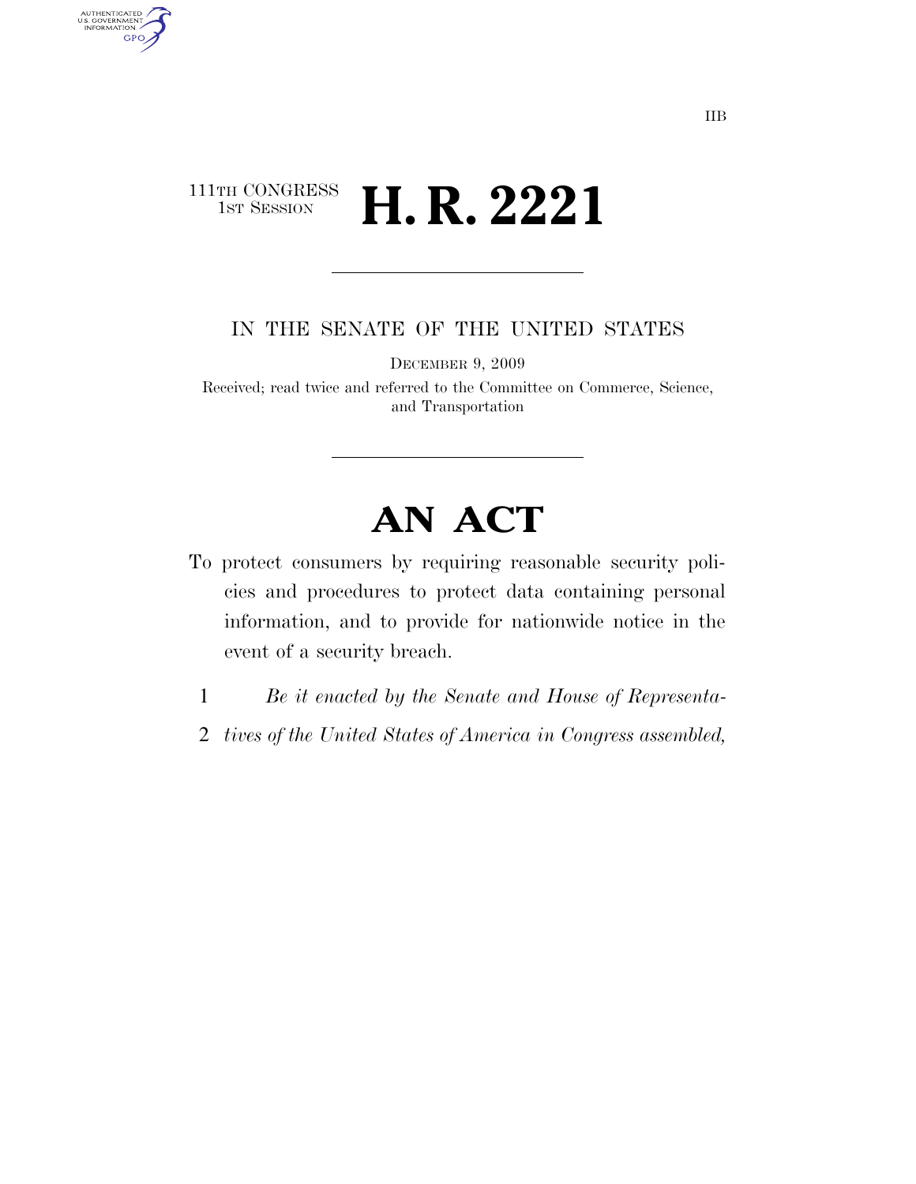IIB

111TH CONGRESS
1ST SESSION

# H. R. 2221

IN THE SENATE OF THE UNITED STATES

DECEMBER 9, 2009

Received; read twice and referred to the Committee on Commerce, Science, and Transportation

# AN ACT

To protect consumers by requiring reasonable security policies and procedures to protect data containing personal information, and to provide for nationwide notice in the event of a security breach.

1 *Be it enacted by the Senate and House of Representa-*
2 *tives of the United States of America in Congress assembled,*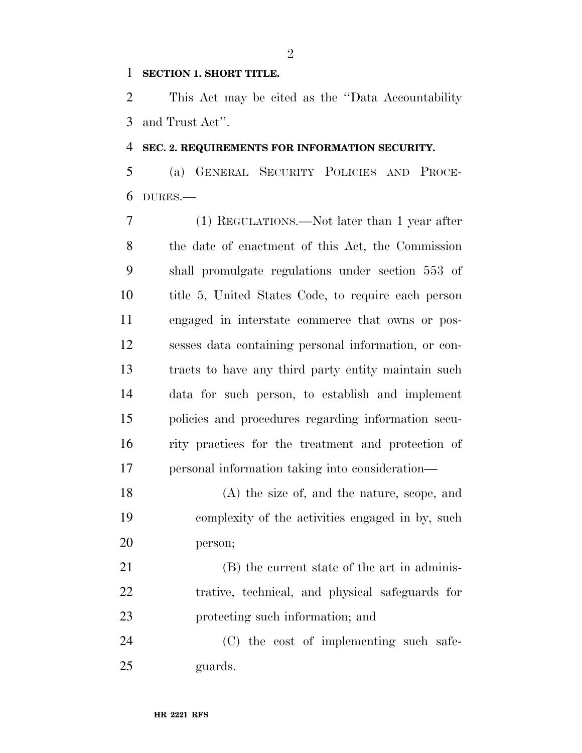**SECTION 1. SHORT TITLE.**

This Act may be cited as the ''Data Accountability and Trust Act''.

**SEC. 2. REQUIREMENTS FOR INFORMATION SECURITY.**

(a) GENERAL SECURITY POLICIES AND PROCEDURES.—

(1) REGULATIONS.—Not later than 1 year after the date of enactment of this Act, the Commission shall promulgate regulations under section 553 of title 5, United States Code, to require each person engaged in interstate commerce that owns or possesses data containing personal information, or contracts to have any third party entity maintain such data for such person, to establish and implement policies and procedures regarding information security practices for the treatment and protection of personal information taking into consideration—

(A) the size of, and the nature, scope, and complexity of the activities engaged in by, such person;

(B) the current state of the art in administrative, technical, and physical safeguards for protecting such information; and

(C) the cost of implementing such safeguards.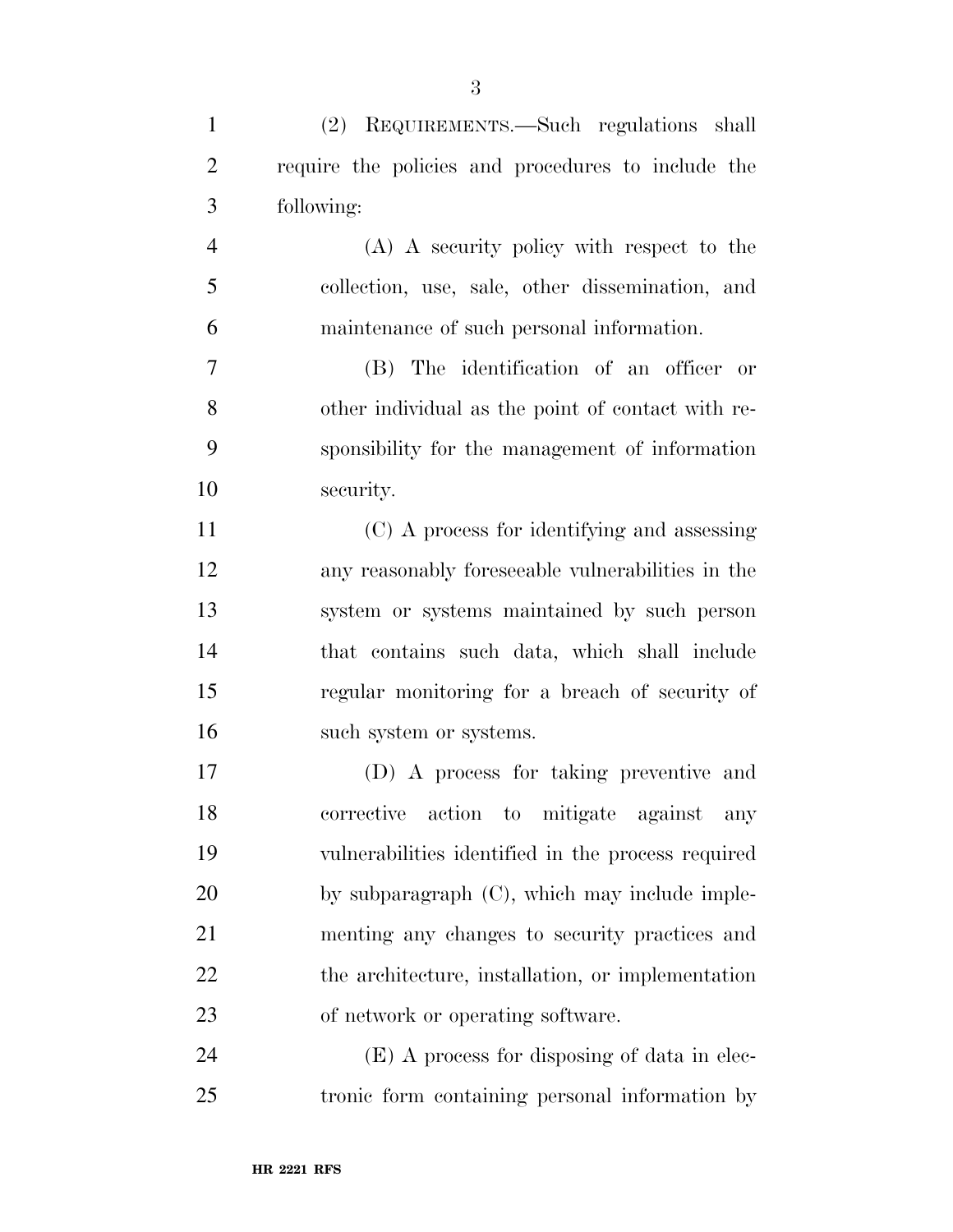(2) REQUIREMENTS.—Such regulations shall require the policies and procedures to include the following:

(A) A security policy with respect to the collection, use, sale, other dissemination, and maintenance of such personal information.

(B) The identification of an officer or other individual as the point of contact with responsibility for the management of information security.

(C) A process for identifying and assessing any reasonably foreseeable vulnerabilities in the system or systems maintained by such person that contains such data, which shall include regular monitoring for a breach of security of such system or systems.

(D) A process for taking preventive and corrective action to mitigate against any vulnerabilities identified in the process required by subparagraph (C), which may include implementing any changes to security practices and the architecture, installation, or implementation of network or operating software.

(E) A process for disposing of data in electronic form containing personal information by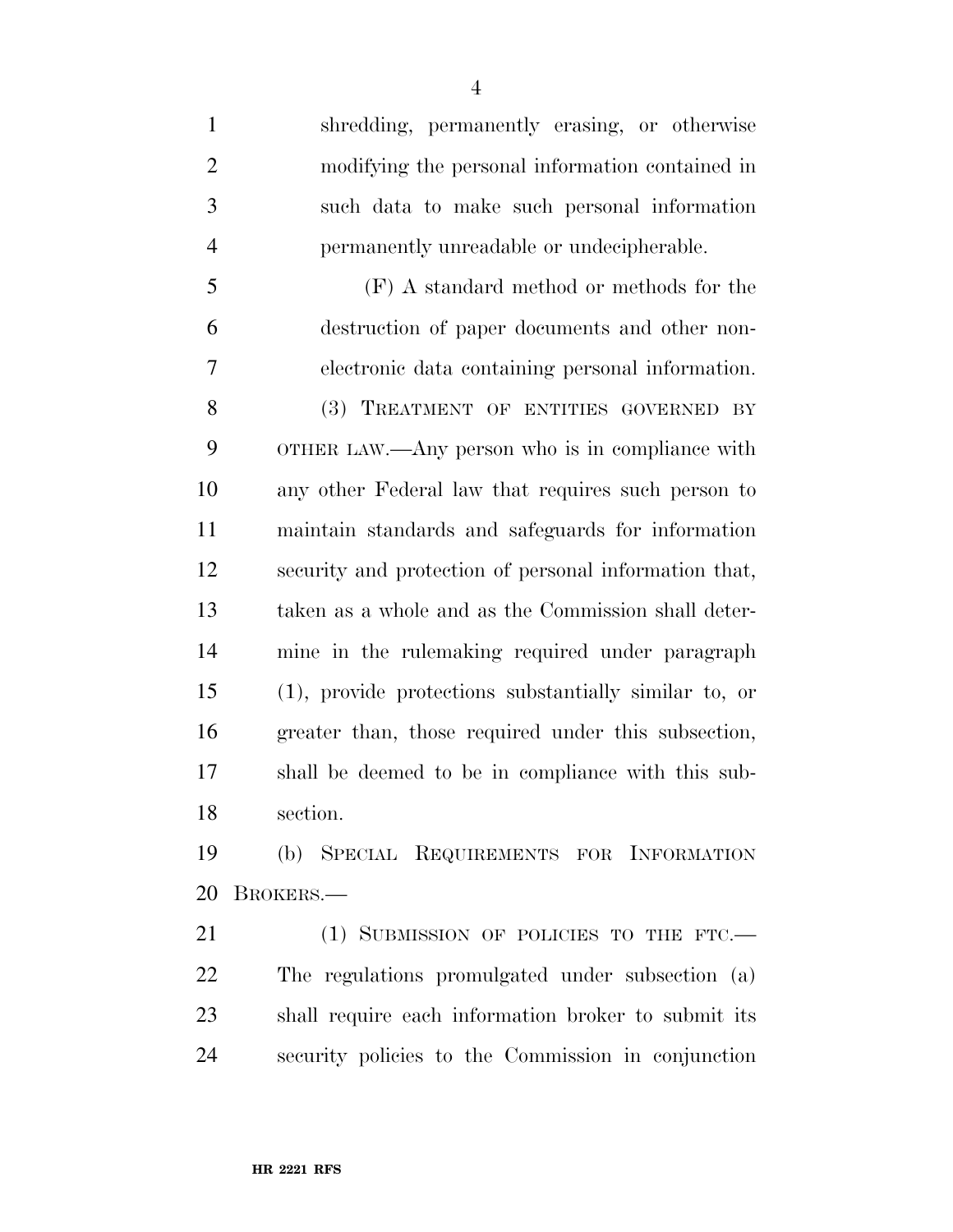shredding, permanently erasing, or otherwise modifying the personal information contained in such data to make such personal information permanently unreadable or undecipherable.

(F) A standard method or methods for the destruction of paper documents and other non-electronic data containing personal information.

(3) TREATMENT OF ENTITIES GOVERNED BY OTHER LAW.—Any person who is in compliance with any other Federal law that requires such person to maintain standards and safeguards for information security and protection of personal information that, taken as a whole and as the Commission shall determine in the rulemaking required under paragraph (1), provide protections substantially similar to, or greater than, those required under this subsection, shall be deemed to be in compliance with this subsection.

(b) SPECIAL REQUIREMENTS FOR INFORMATION BROKERS.—

(1) SUBMISSION OF POLICIES TO THE FTC.—The regulations promulgated under subsection (a) shall require each information broker to submit its security policies to the Commission in conjunction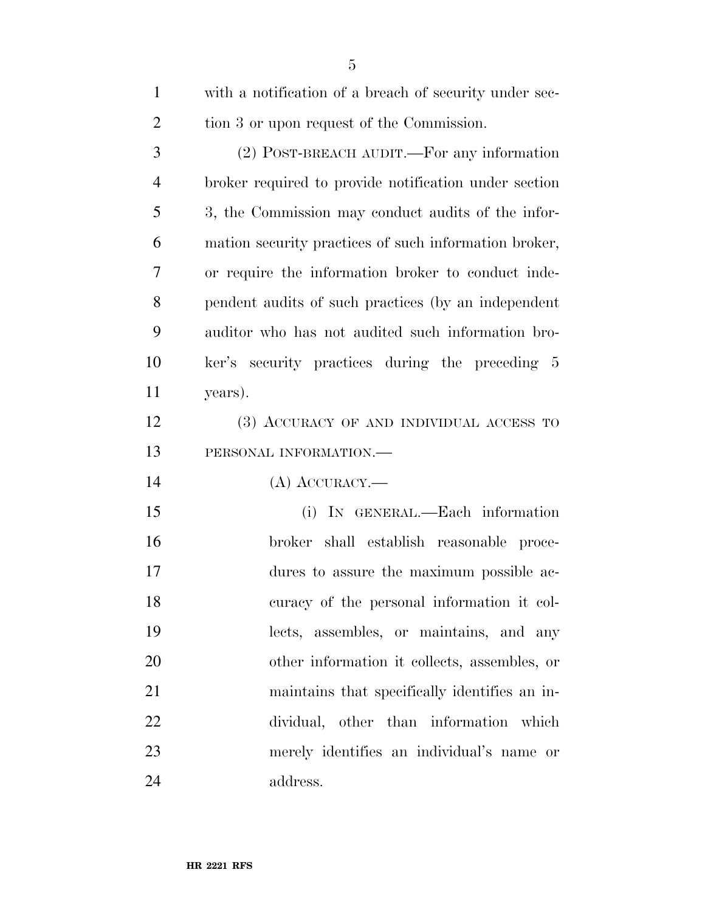with a notification of a breach of security under section 3 or upon request of the Commission.

(2) POST-BREACH AUDIT.—For any information broker required to provide notification under section 3, the Commission may conduct audits of the information security practices of such information broker, or require the information broker to conduct independent audits of such practices (by an independent auditor who has not audited such information broker's security practices during the preceding 5 years).

(3) ACCURACY OF AND INDIVIDUAL ACCESS TO PERSONAL INFORMATION.—

(A) ACCURACY.—

(i) IN GENERAL.—Each information broker shall establish reasonable procedures to assure the maximum possible accuracy of the personal information it collects, assembles, or maintains, and any other information it collects, assembles, or maintains that specifically identifies an individual, other than information which merely identifies an individual's name or address.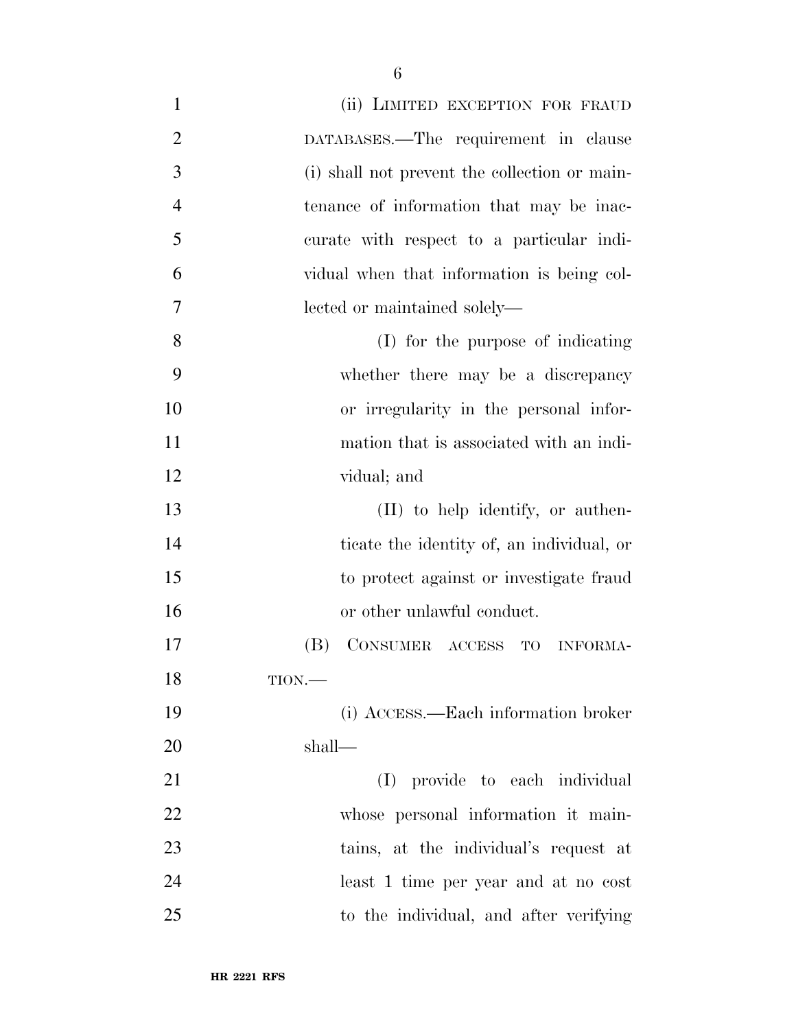(ii) LIMITED EXCEPTION FOR FRAUD DATABASES.—The requirement in clause (i) shall not prevent the collection or maintenance of information that may be inaccurate with respect to a particular individual when that information is being collected or maintained solely—

(I) for the purpose of indicating whether there may be a discrepancy or irregularity in the personal information that is associated with an individual; and

(II) to help identify, or authenticate the identity of, an individual, or to protect against or investigate fraud or other unlawful conduct.

(B) CONSUMER ACCESS TO INFORMATION.—

(i) ACCESS.—Each information broker shall—

(I) provide to each individual whose personal information it maintains, at the individual's request at least 1 time per year and at no cost to the individual, and after verifying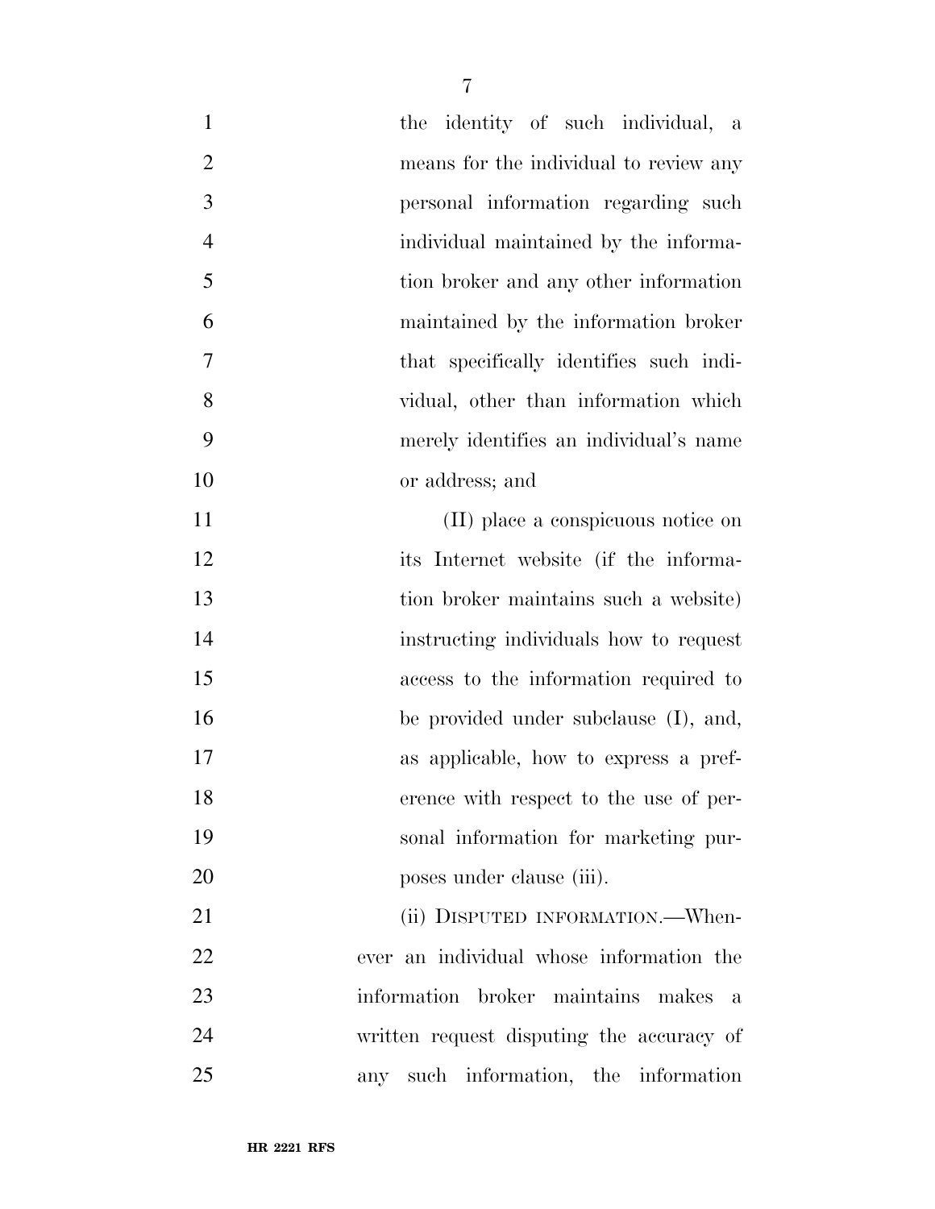the identity of such individual, a means for the individual to review any personal information regarding such individual maintained by the information broker and any other information maintained by the information broker that specifically identifies such individual, other than information which merely identifies an individual's name or address; and

(II) place a conspicuous notice on its Internet website (if the information broker maintains such a website) instructing individuals how to request access to the information required to be provided under subclause (I), and, as applicable, how to express a preference with respect to the use of personal information for marketing purposes under clause (iii).

(ii) DISPUTED INFORMATION.—Whenever an individual whose information the information broker maintains makes a written request disputing the accuracy of any such information, the information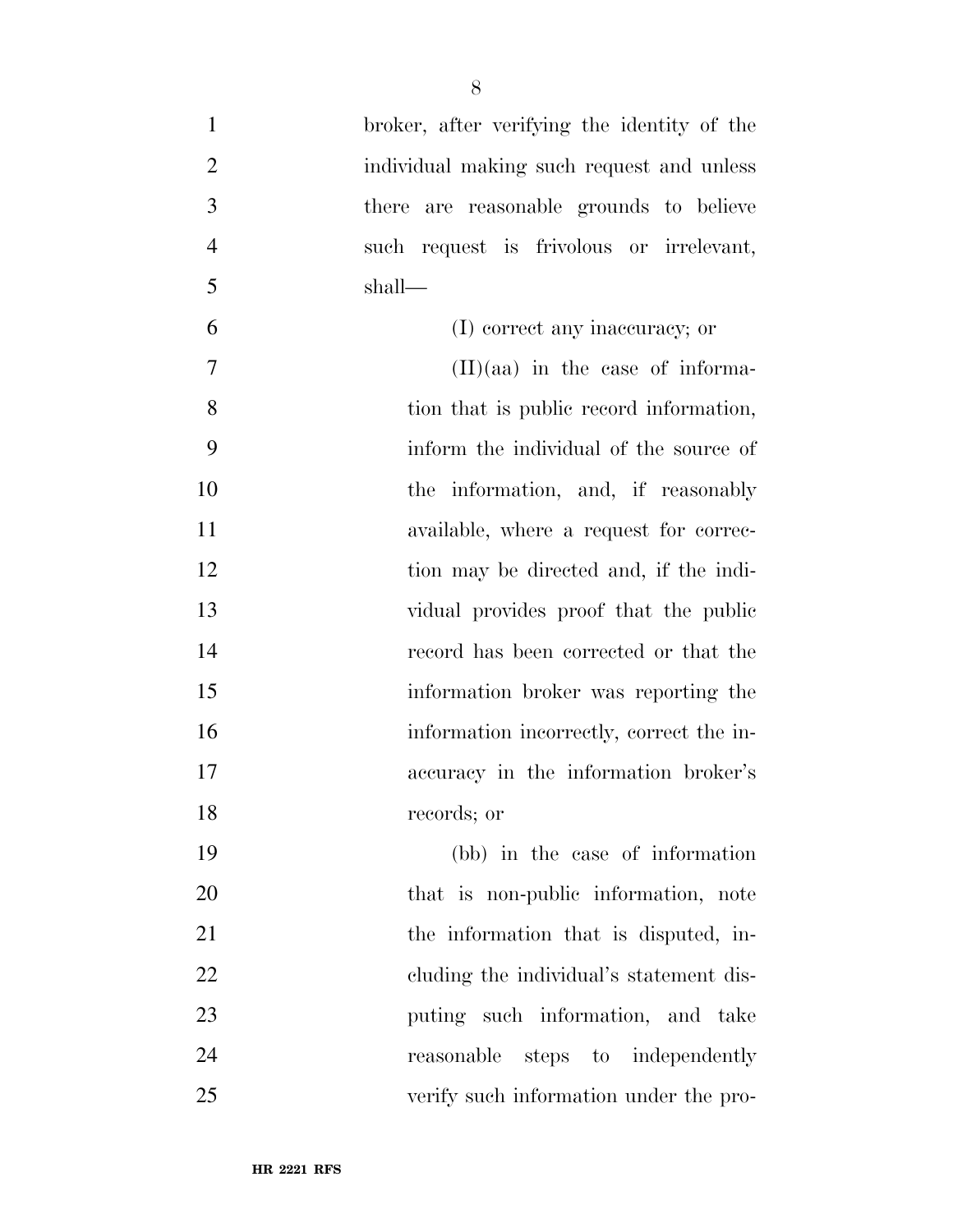broker, after verifying the identity of the individual making such request and unless there are reasonable grounds to believe such request is frivolous or irrelevant, shall—

(I) correct any inaccuracy; or

(II)(aa) in the case of information that is public record information, inform the individual of the source of the information, and, if reasonably available, where a request for correction may be directed and, if the individual provides proof that the public record has been corrected or that the information broker was reporting the information incorrectly, correct the inaccuracy in the information broker's records; or

(bb) in the case of information that is non-public information, note the information that is disputed, including the individual's statement disputing such information, and take reasonable steps to independently verify such information under the pro-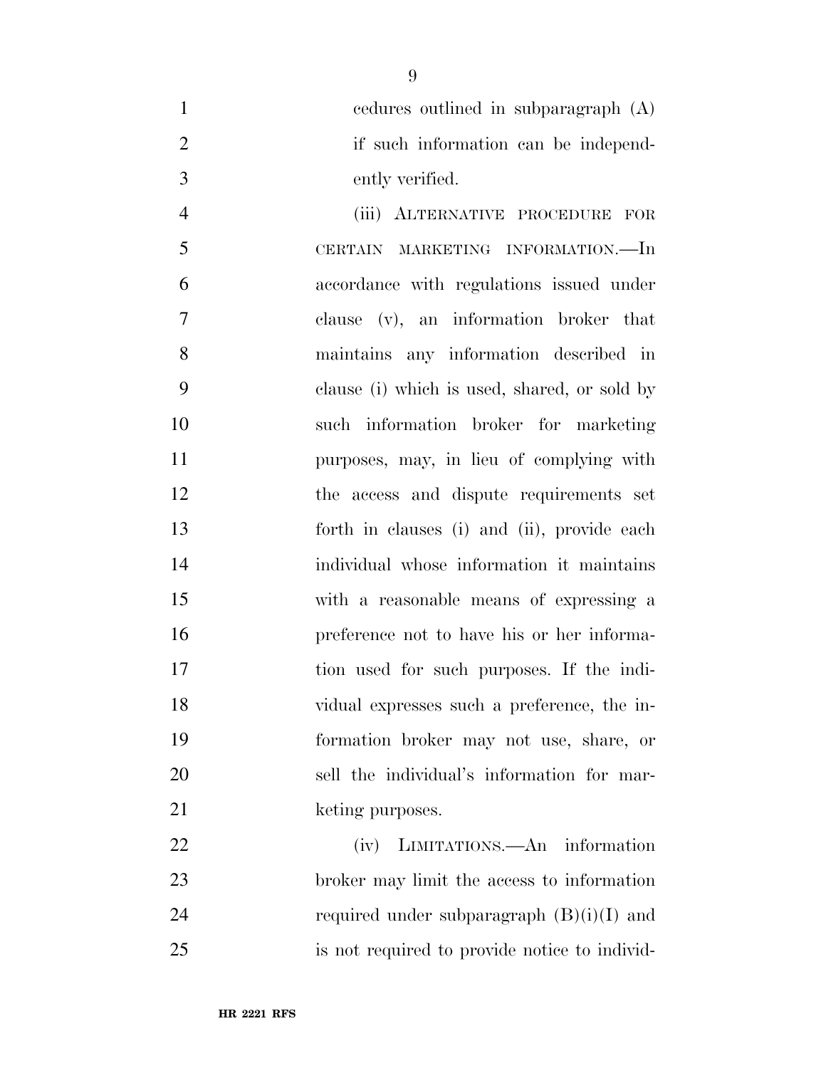cedures outlined in subparagraph (A) if such information can be independently verified.

(iii) ALTERNATIVE PROCEDURE FOR CERTAIN MARKETING INFORMATION.—In accordance with regulations issued under clause (v), an information broker that maintains any information described in clause (i) which is used, shared, or sold by such information broker for marketing purposes, may, in lieu of complying with the access and dispute requirements set forth in clauses (i) and (ii), provide each individual whose information it maintains with a reasonable means of expressing a preference not to have his or her information used for such purposes. If the individual expresses such a preference, the information broker may not use, share, or sell the individual's information for marketing purposes.

(iv) LIMITATIONS.—An information broker may limit the access to information required under subparagraph (B)(i)(I) and is not required to provide notice to individ-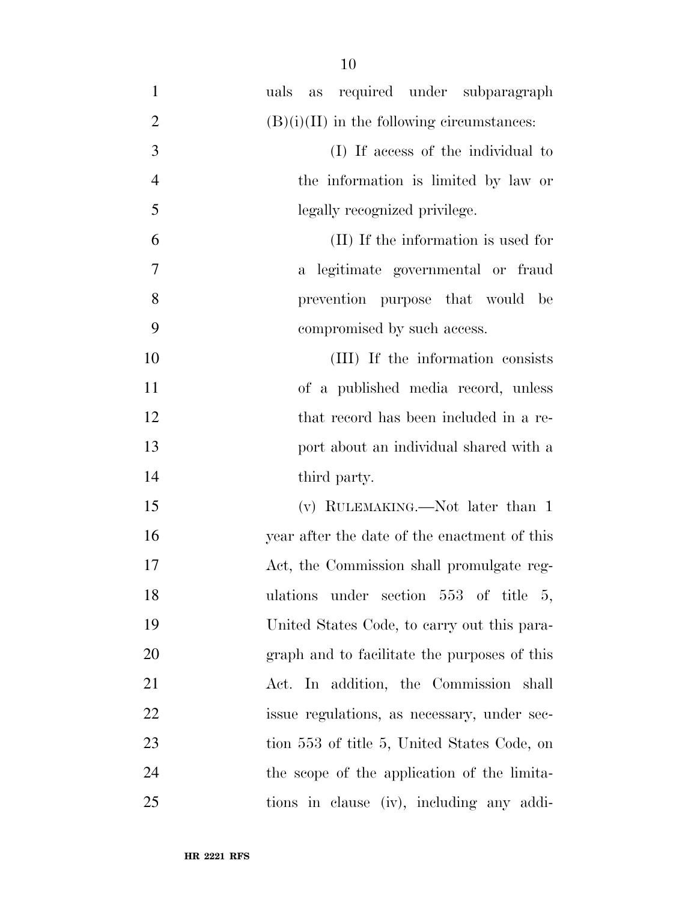uals as required under subparagraph (B)(i)(II) in the following circumstances:

(I) If access of the individual to the information is limited by law or legally recognized privilege.

(II) If the information is used for a legitimate governmental or fraud prevention purpose that would be compromised by such access.

(III) If the information consists of a published media record, unless that record has been included in a report about an individual shared with a third party.

(v) RULEMAKING.—Not later than 1 year after the date of the enactment of this Act, the Commission shall promulgate regulations under section 553 of title 5, United States Code, to carry out this paragraph and to facilitate the purposes of this Act. In addition, the Commission shall issue regulations, as necessary, under section 553 of title 5, United States Code, on the scope of the application of the limitations in clause (iv), including any addi-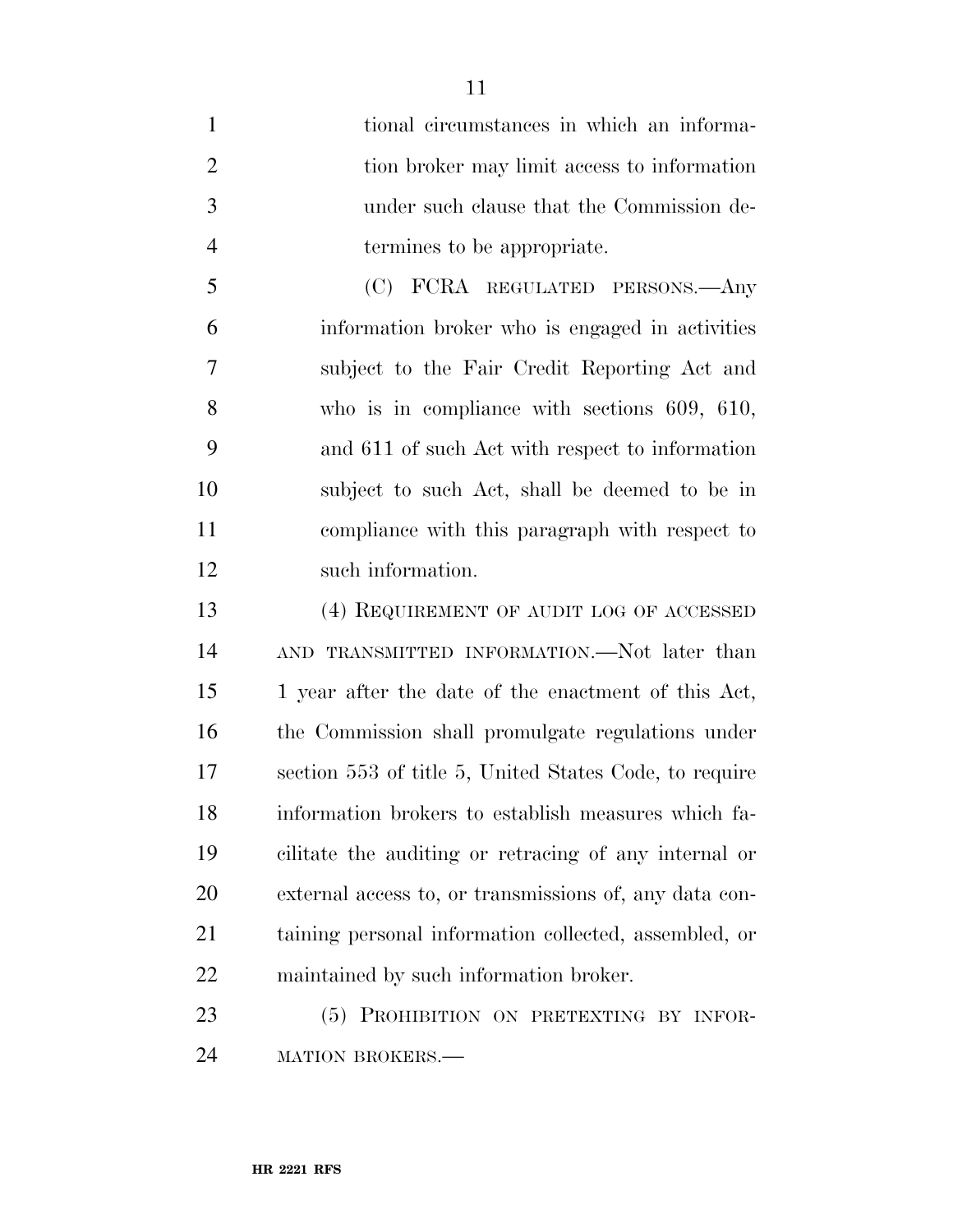tional circumstances in which an information broker may limit access to information under such clause that the Commission determines to be appropriate.

(C) FCRA REGULATED PERSONS.—Any information broker who is engaged in activities subject to the Fair Credit Reporting Act and who is in compliance with sections 609, 610, and 611 of such Act with respect to information subject to such Act, shall be deemed to be in compliance with this paragraph with respect to such information.

(4) REQUIREMENT OF AUDIT LOG OF ACCESSED AND TRANSMITTED INFORMATION.—Not later than 1 year after the date of the enactment of this Act, the Commission shall promulgate regulations under section 553 of title 5, United States Code, to require information brokers to establish measures which facilitate the auditing or retracing of any internal or external access to, or transmissions of, any data containing personal information collected, assembled, or maintained by such information broker.

(5) PROHIBITION ON PRETEXTING BY INFORMATION BROKERS.—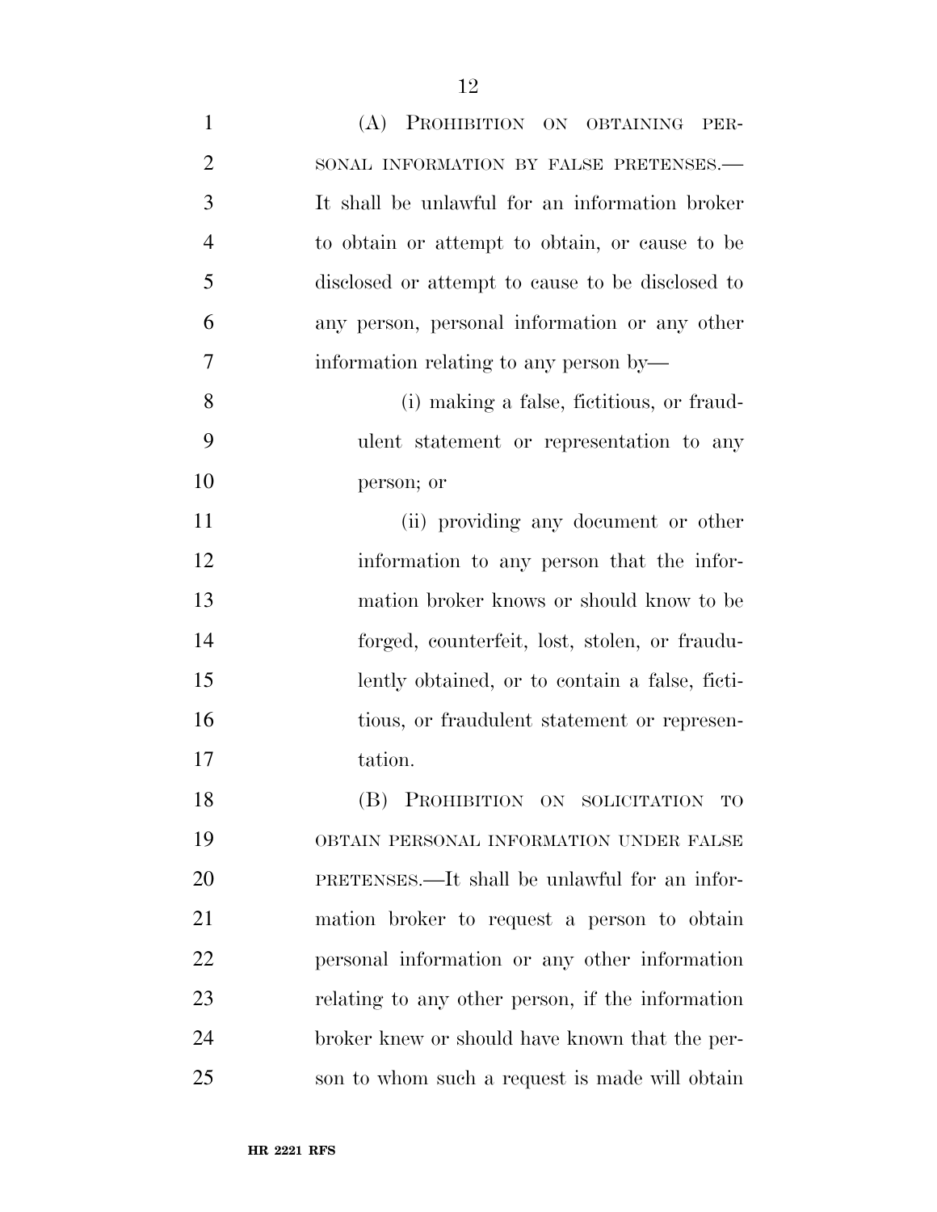(A) PROHIBITION ON OBTAINING PERSONAL INFORMATION BY FALSE PRETENSES.—It shall be unlawful for an information broker to obtain or attempt to obtain, or cause to be disclosed or attempt to cause to be disclosed to any person, personal information or any other information relating to any person by—

(i) making a false, fictitious, or fraudulent statement or representation to any person; or

(ii) providing any document or other information to any person that the information broker knows or should know to be forged, counterfeit, lost, stolen, or fraudulently obtained, or to contain a false, fictitious, or fraudulent statement or representation.

(B) PROHIBITION ON SOLICITATION TO OBTAIN PERSONAL INFORMATION UNDER FALSE PRETENSES.—It shall be unlawful for an information broker to request a person to obtain personal information or any other information relating to any other person, if the information broker knew or should have known that the person to whom such a request is made will obtain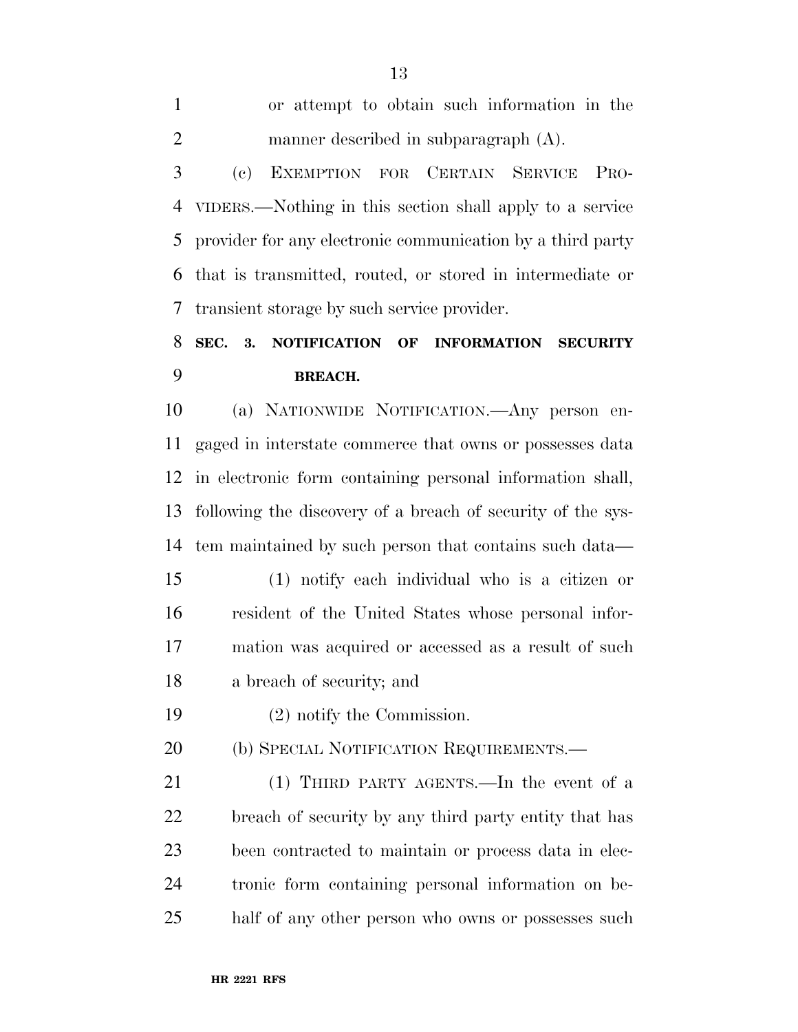or attempt to obtain such information in the manner described in subparagraph (A).

(c) EXEMPTION FOR CERTAIN SERVICE PROVIDERS.—Nothing in this section shall apply to a service provider for any electronic communication by a third party that is transmitted, routed, or stored in intermediate or transient storage by such service provider.

## SEC. 3. NOTIFICATION OF INFORMATION SECURITY BREACH.

(a) NATIONWIDE NOTIFICATION.—Any person engaged in interstate commerce that owns or possesses data in electronic form containing personal information shall, following the discovery of a breach of security of the system maintained by such person that contains such data—

(1) notify each individual who is a citizen or resident of the United States whose personal information was acquired or accessed as a result of such a breach of security; and

(2) notify the Commission.

(b) SPECIAL NOTIFICATION REQUIREMENTS.—

(1) THIRD PARTY AGENTS.—In the event of a breach of security by any third party entity that has been contracted to maintain or process data in electronic form containing personal information on behalf of any other person who owns or possesses such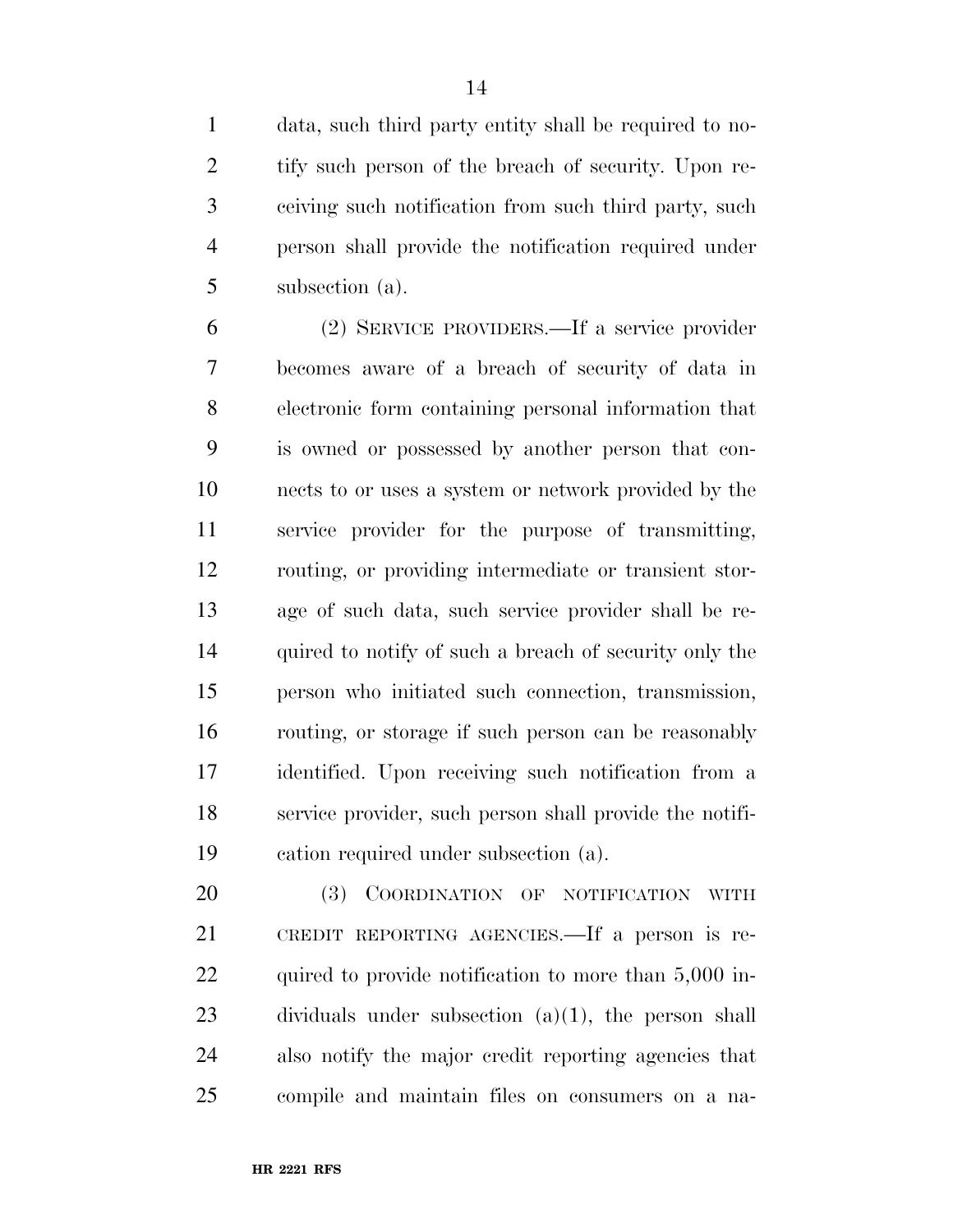data, such third party entity shall be required to notify such person of the breach of security. Upon receiving such notification from such third party, such person shall provide the notification required under subsection (a).

(2) SERVICE PROVIDERS.—If a service provider becomes aware of a breach of security of data in electronic form containing personal information that is owned or possessed by another person that connects to or uses a system or network provided by the service provider for the purpose of transmitting, routing, or providing intermediate or transient storage of such data, such service provider shall be required to notify of such a breach of security only the person who initiated such connection, transmission, routing, or storage if such person can be reasonably identified. Upon receiving such notification from a service provider, such person shall provide the notification required under subsection (a).

(3) COORDINATION OF NOTIFICATION WITH CREDIT REPORTING AGENCIES.—If a person is required to provide notification to more than 5,000 individuals under subsection (a)(1), the person shall also notify the major credit reporting agencies that compile and maintain files on consumers on a na-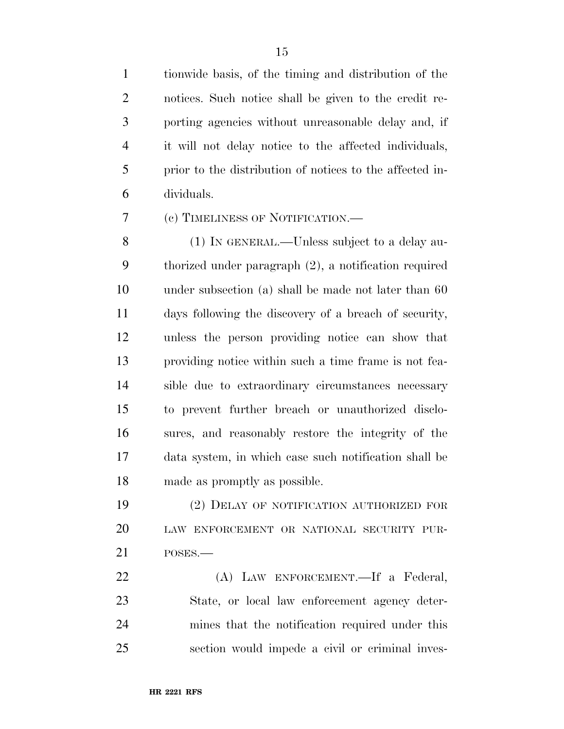tionwide basis, of the timing and distribution of the notices. Such notice shall be given to the credit reporting agencies without unreasonable delay and, if it will not delay notice to the affected individuals, prior to the distribution of notices to the affected individuals.

(c) TIMELINESS OF NOTIFICATION.—

(1) IN GENERAL.—Unless subject to a delay authorized under paragraph (2), a notification required under subsection (a) shall be made not later than 60 days following the discovery of a breach of security, unless the person providing notice can show that providing notice within such a time frame is not feasible due to extraordinary circumstances necessary to prevent further breach or unauthorized disclosures, and reasonably restore the integrity of the data system, in which case such notification shall be made as promptly as possible.

(2) DELAY OF NOTIFICATION AUTHORIZED FOR LAW ENFORCEMENT OR NATIONAL SECURITY PURPOSES.—

(A) LAW ENFORCEMENT.—If a Federal, State, or local law enforcement agency determines that the notification required under this section would impede a civil or criminal inves-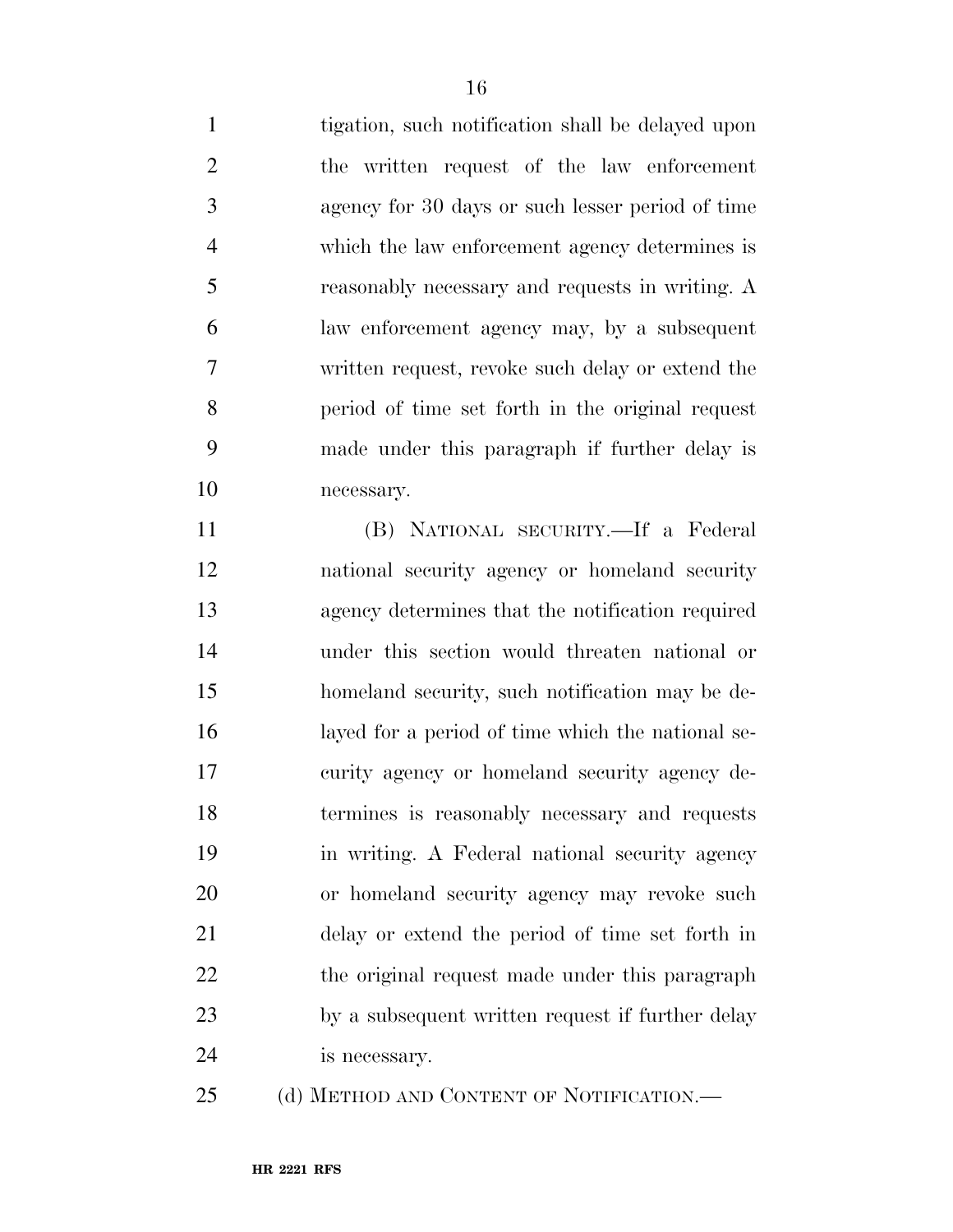tigation, such notification shall be delayed upon the written request of the law enforcement agency for 30 days or such lesser period of time which the law enforcement agency determines is reasonably necessary and requests in writing. A law enforcement agency may, by a subsequent written request, revoke such delay or extend the period of time set forth in the original request made under this paragraph if further delay is necessary.

(B) NATIONAL SECURITY.—If a Federal national security agency or homeland security agency determines that the notification required under this section would threaten national or homeland security, such notification may be delayed for a period of time which the national security agency or homeland security agency determines is reasonably necessary and requests in writing. A Federal national security agency or homeland security agency may revoke such delay or extend the period of time set forth in the original request made under this paragraph by a subsequent written request if further delay is necessary.

(d) METHOD AND CONTENT OF NOTIFICATION.—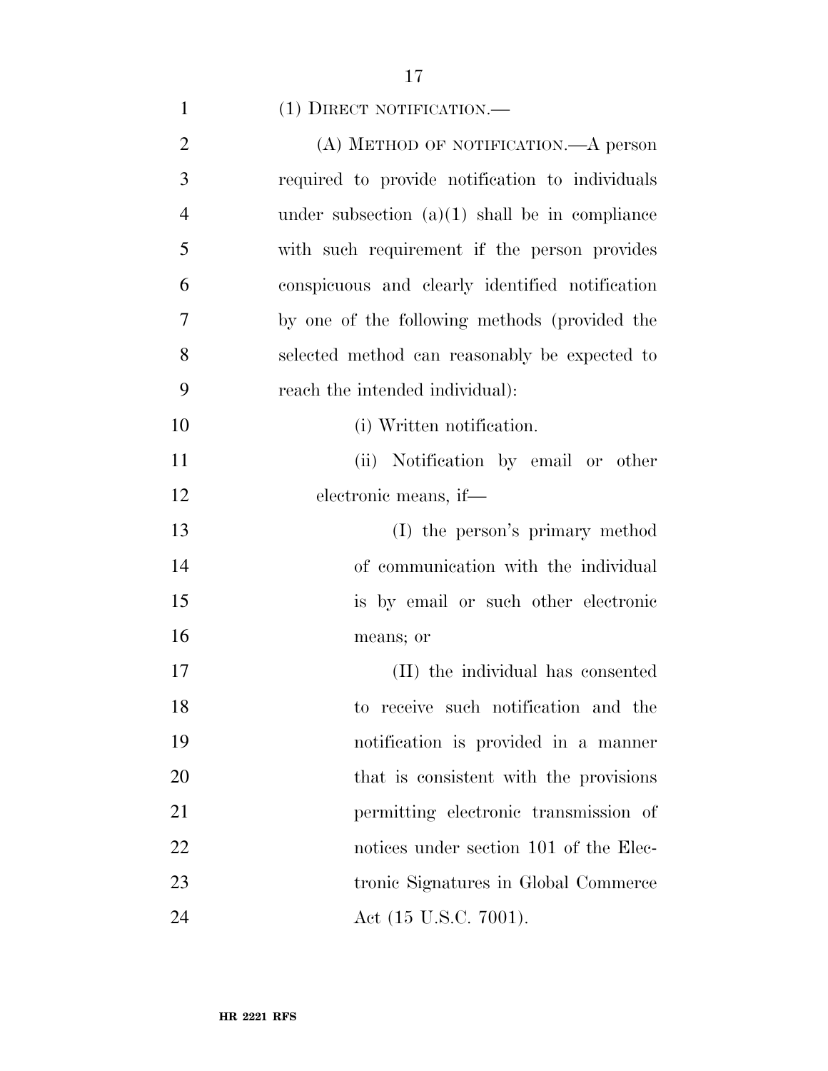(1) DIRECT NOTIFICATION.—

(A) METHOD OF NOTIFICATION.—A person required to provide notification to individuals under subsection (a)(1) shall be in compliance with such requirement if the person provides conspicuous and clearly identified notification by one of the following methods (provided the selected method can reasonably be expected to reach the intended individual):

(i) Written notification.

(ii) Notification by email or other electronic means, if—

(I) the person's primary method of communication with the individual is by email or such other electronic means; or

(II) the individual has consented to receive such notification and the notification is provided in a manner that is consistent with the provisions permitting electronic transmission of notices under section 101 of the Electronic Signatures in Global Commerce Act (15 U.S.C. 7001).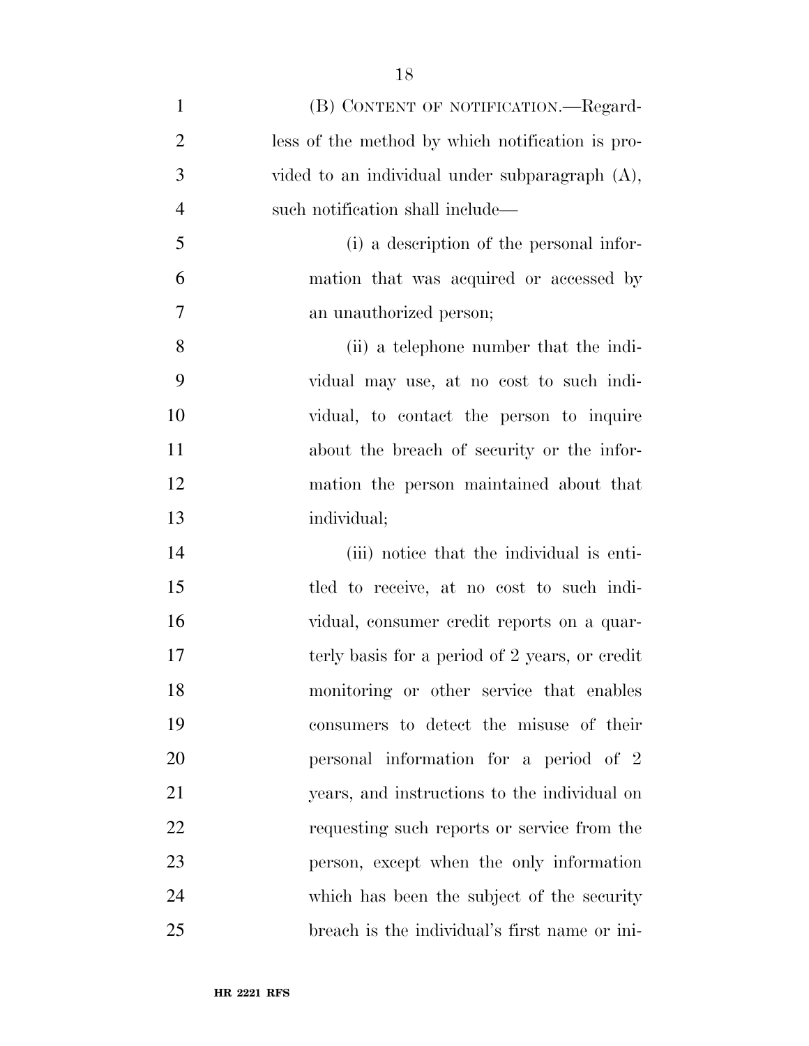(B) CONTENT OF NOTIFICATION.—Regardless of the method by which notification is provided to an individual under subparagraph (A), such notification shall include—

(i) a description of the personal information that was acquired or accessed by an unauthorized person;

(ii) a telephone number that the individual may use, at no cost to such individual, to contact the person to inquire about the breach of security or the information the person maintained about that individual;

(iii) notice that the individual is entitled to receive, at no cost to such individual, consumer credit reports on a quarterly basis for a period of 2 years, or credit monitoring or other service that enables consumers to detect the misuse of their personal information for a period of 2 years, and instructions to the individual on requesting such reports or service from the person, except when the only information which has been the subject of the security breach is the individual's first name or ini-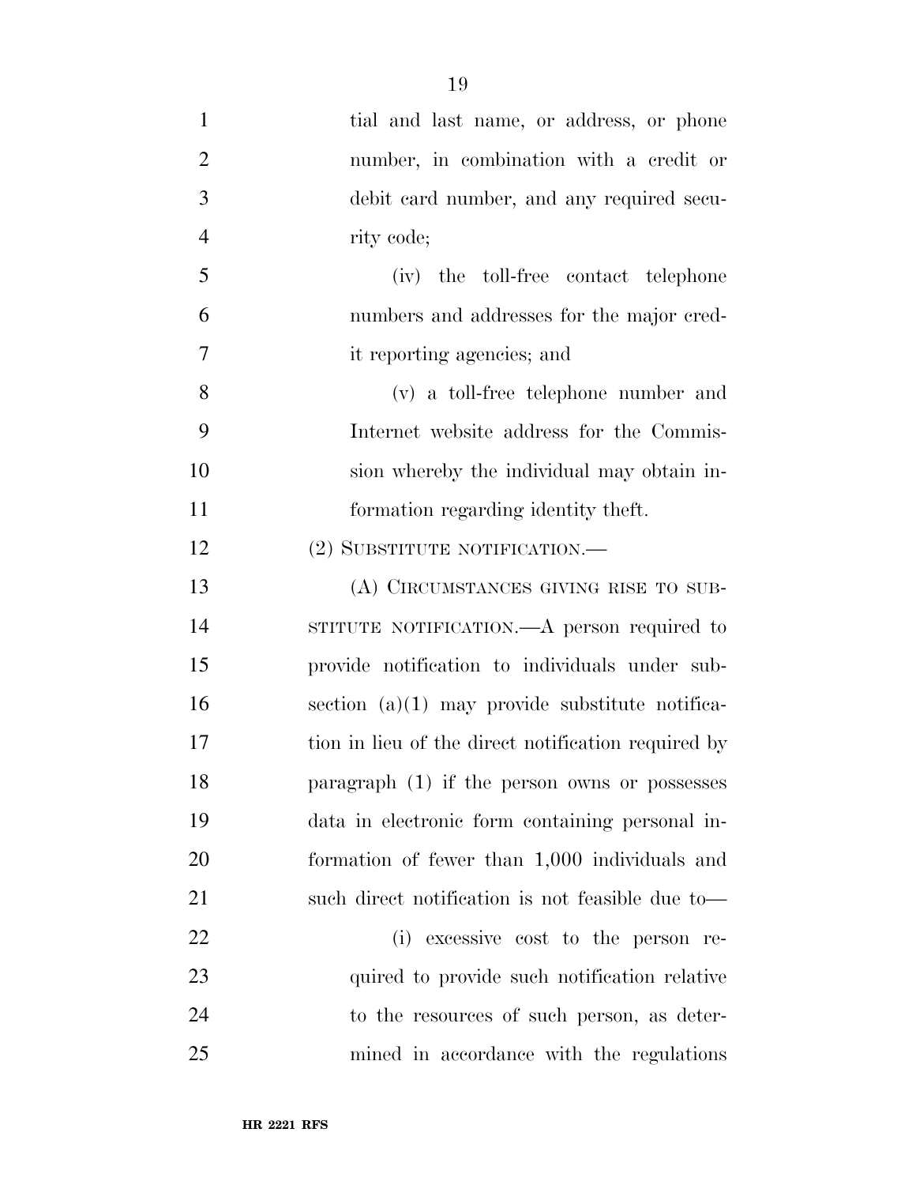tial and last name, or address, or phone number, in combination with a credit or debit card number, and any required security code;

(iv) the toll-free contact telephone numbers and addresses for the major credit reporting agencies; and

(v) a toll-free telephone number and Internet website address for the Commission whereby the individual may obtain information regarding identity theft.

(2) SUBSTITUTE NOTIFICATION.—

(A) CIRCUMSTANCES GIVING RISE TO SUBSTITUTE NOTIFICATION.—A person required to provide notification to individuals under subsection (a)(1) may provide substitute notification in lieu of the direct notification required by paragraph (1) if the person owns or possesses data in electronic form containing personal information of fewer than 1,000 individuals and such direct notification is not feasible due to—

(i) excessive cost to the person required to provide such notification relative to the resources of such person, as determined in accordance with the regulations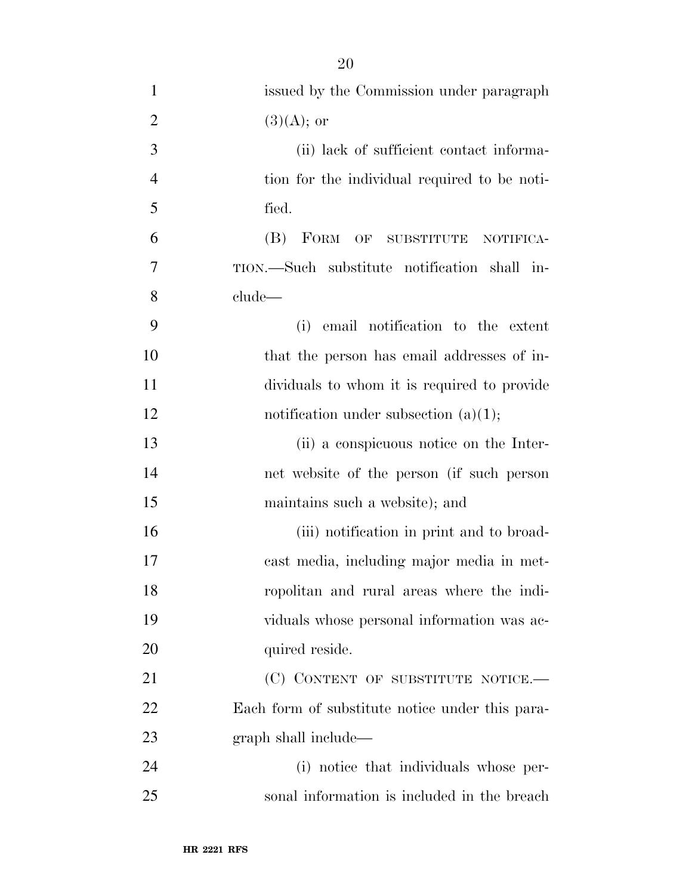issued by the Commission under paragraph (3)(A); or

(ii) lack of sufficient contact information for the individual required to be notified.

(B) FORM OF SUBSTITUTE NOTIFICATION.—Such substitute notification shall include—

(i) email notification to the extent that the person has email addresses of individuals to whom it is required to provide notification under subsection (a)(1);

(ii) a conspicuous notice on the Internet website of the person (if such person maintains such a website); and

(iii) notification in print and to broadcast media, including major media in metropolitan and rural areas where the individuals whose personal information was acquired reside.

(C) CONTENT OF SUBSTITUTE NOTICE.—Each form of substitute notice under this paragraph shall include—

(i) notice that individuals whose personal information is included in the breach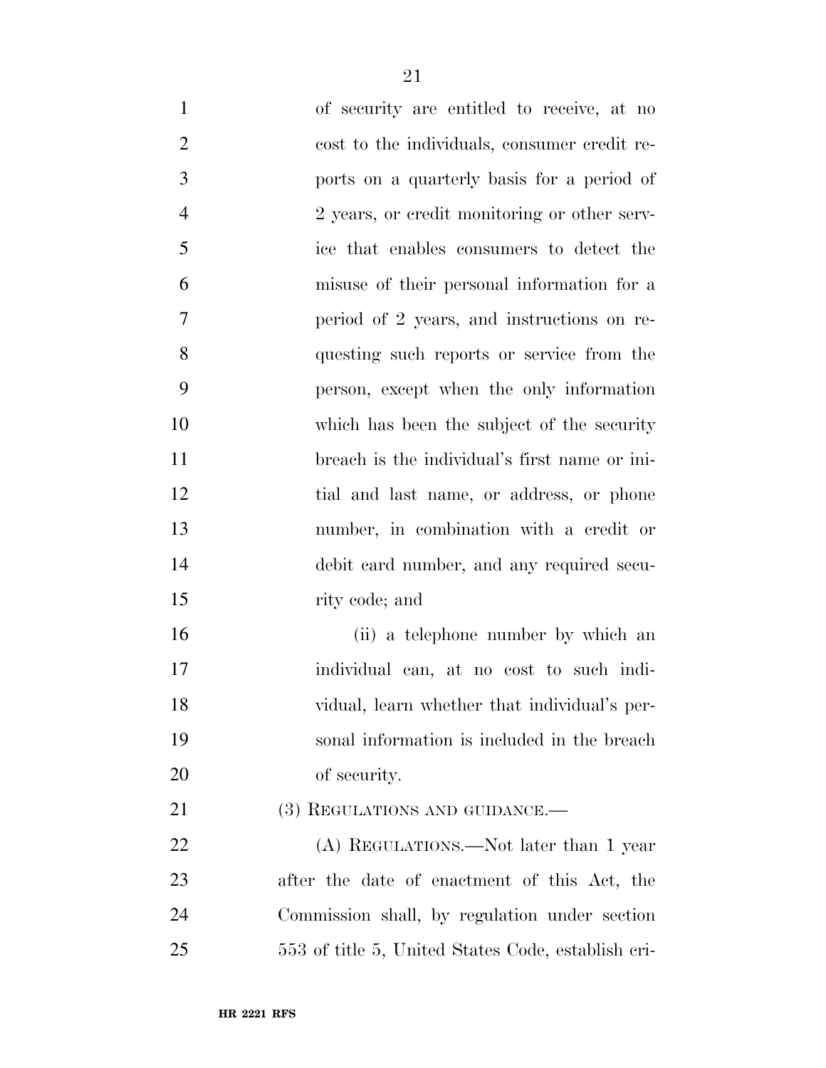of security are entitled to receive, at no cost to the individuals, consumer credit reports on a quarterly basis for a period of 2 years, or credit monitoring or other service that enables consumers to detect the misuse of their personal information for a period of 2 years, and instructions on requesting such reports or service from the person, except when the only information which has been the subject of the security breach is the individual's first name or initial and last name, or address, or phone number, in combination with a credit or debit card number, and any required security code; and

(ii) a telephone number by which an individual can, at no cost to such individual, learn whether that individual's personal information is included in the breach of security.

(3) REGULATIONS AND GUIDANCE.—

(A) REGULATIONS.—Not later than 1 year after the date of enactment of this Act, the Commission shall, by regulation under section 553 of title 5, United States Code, establish cri-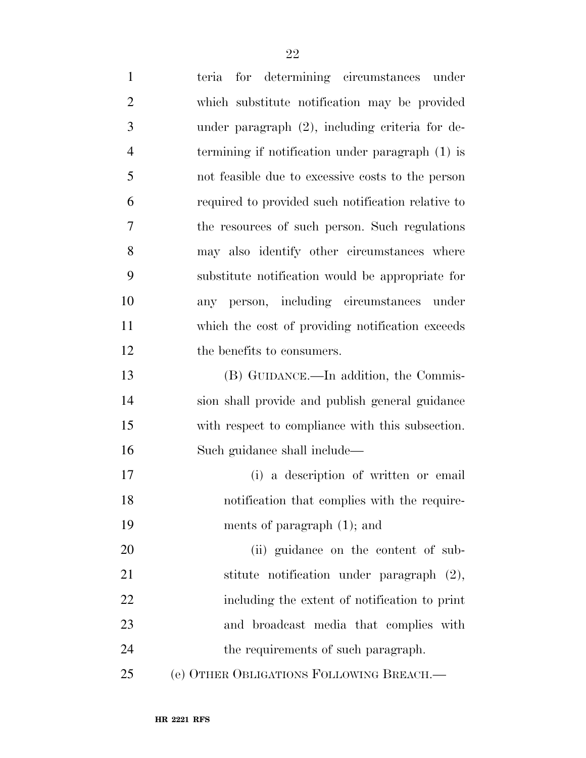teria for determining circumstances under which substitute notification may be provided under paragraph (2), including criteria for determining if notification under paragraph (1) is not feasible due to excessive costs to the person required to provided such notification relative to the resources of such person. Such regulations may also identify other circumstances where substitute notification would be appropriate for any person, including circumstances under which the cost of providing notification exceeds the benefits to consumers.

(B) GUIDANCE.—In addition, the Commission shall provide and publish general guidance with respect to compliance with this subsection. Such guidance shall include—

(i) a description of written or email notification that complies with the requirements of paragraph (1); and

(ii) guidance on the content of substitute notification under paragraph (2), including the extent of notification to print and broadcast media that complies with the requirements of such paragraph.

(e) OTHER OBLIGATIONS FOLLOWING BREACH.—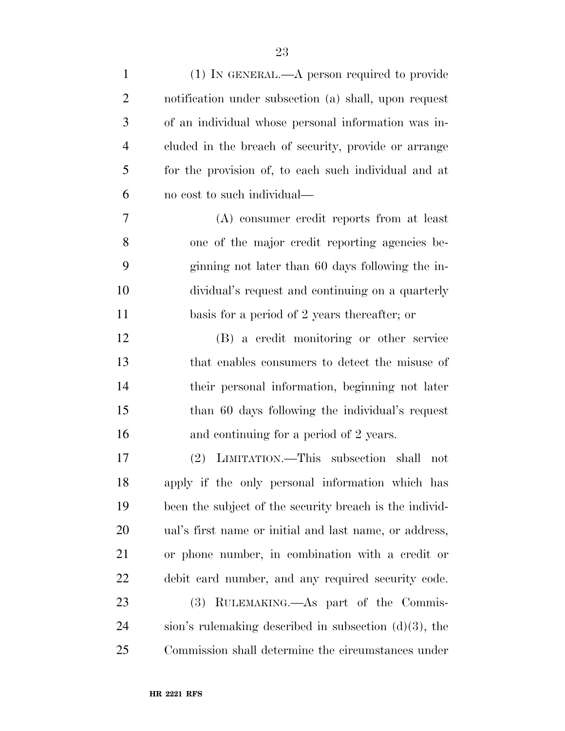(1) IN GENERAL.—A person required to provide notification under subsection (a) shall, upon request of an individual whose personal information was included in the breach of security, provide or arrange for the provision of, to each such individual and at no cost to such individual—

(A) consumer credit reports from at least one of the major credit reporting agencies beginning not later than 60 days following the individual's request and continuing on a quarterly basis for a period of 2 years thereafter; or

(B) a credit monitoring or other service that enables consumers to detect the misuse of their personal information, beginning not later than 60 days following the individual's request and continuing for a period of 2 years.

(2) LIMITATION.—This subsection shall not apply if the only personal information which has been the subject of the security breach is the individual's first name or initial and last name, or address, or phone number, in combination with a credit or debit card number, and any required security code.

(3) RULEMAKING.—As part of the Commission's rulemaking described in subsection (d)(3), the Commission shall determine the circumstances under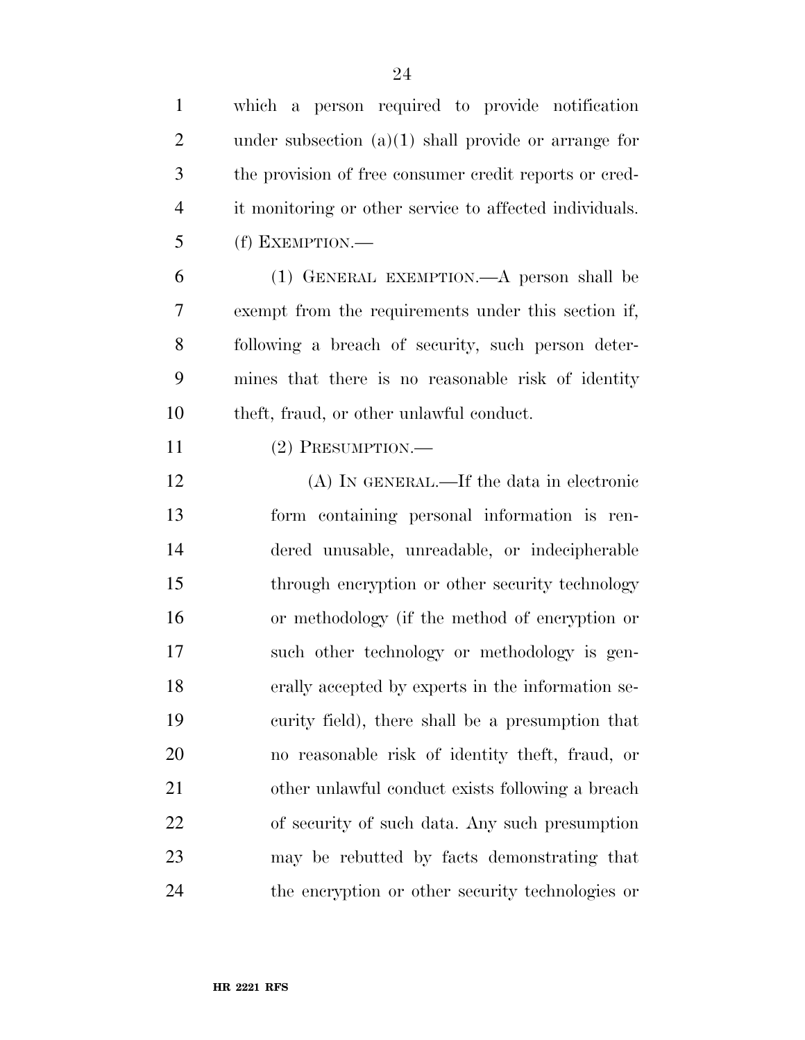which a person required to provide notification under subsection (a)(1) shall provide or arrange for the provision of free consumer credit reports or credit monitoring or other service to affected individuals.

(f) EXEMPTION.—

(1) GENERAL EXEMPTION.—A person shall be exempt from the requirements under this section if, following a breach of security, such person determines that there is no reasonable risk of identity theft, fraud, or other unlawful conduct.

(2) PRESUMPTION.—

(A) IN GENERAL.—If the data in electronic form containing personal information is rendered unusable, unreadable, or indecipherable through encryption or other security technology or methodology (if the method of encryption or such other technology or methodology is generally accepted by experts in the information security field), there shall be a presumption that no reasonable risk of identity theft, fraud, or other unlawful conduct exists following a breach of security of such data. Any such presumption may be rebutted by facts demonstrating that the encryption or other security technologies or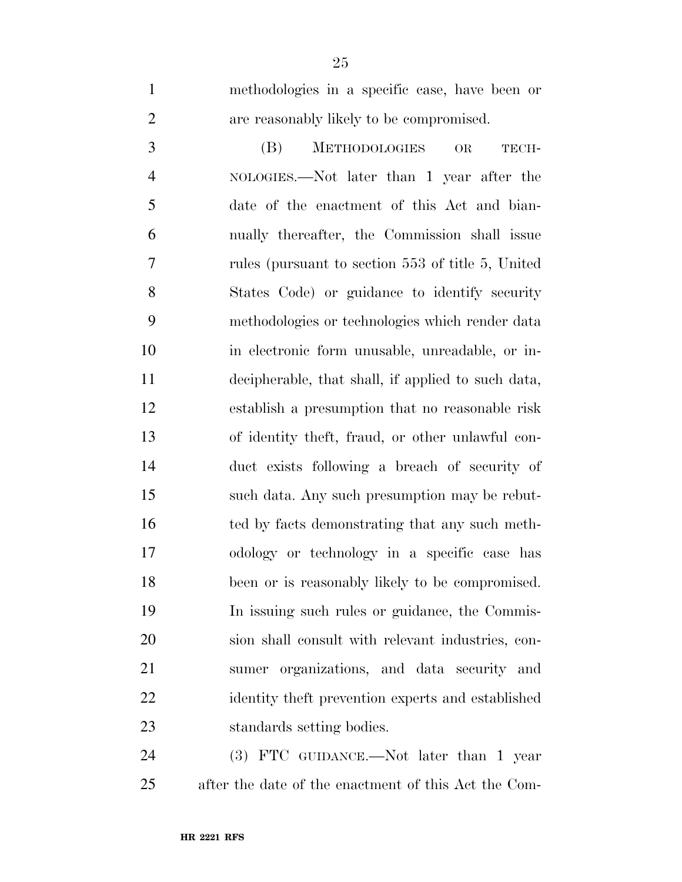methodologies in a specific case, have been or are reasonably likely to be compromised.

(B) METHODOLOGIES OR TECHNOLOGIES.—Not later than 1 year after the date of the enactment of this Act and biannually thereafter, the Commission shall issue rules (pursuant to section 553 of title 5, United States Code) or guidance to identify security methodologies or technologies which render data in electronic form unusable, unreadable, or indecipherable, that shall, if applied to such data, establish a presumption that no reasonable risk of identity theft, fraud, or other unlawful conduct exists following a breach of security of such data. Any such presumption may be rebutted by facts demonstrating that any such methodology or technology in a specific case has been or is reasonably likely to be compromised. In issuing such rules or guidance, the Commission shall consult with relevant industries, consumer organizations, and data security and identity theft prevention experts and established standards setting bodies.

(3) FTC GUIDANCE.—Not later than 1 year after the date of the enactment of this Act the Com-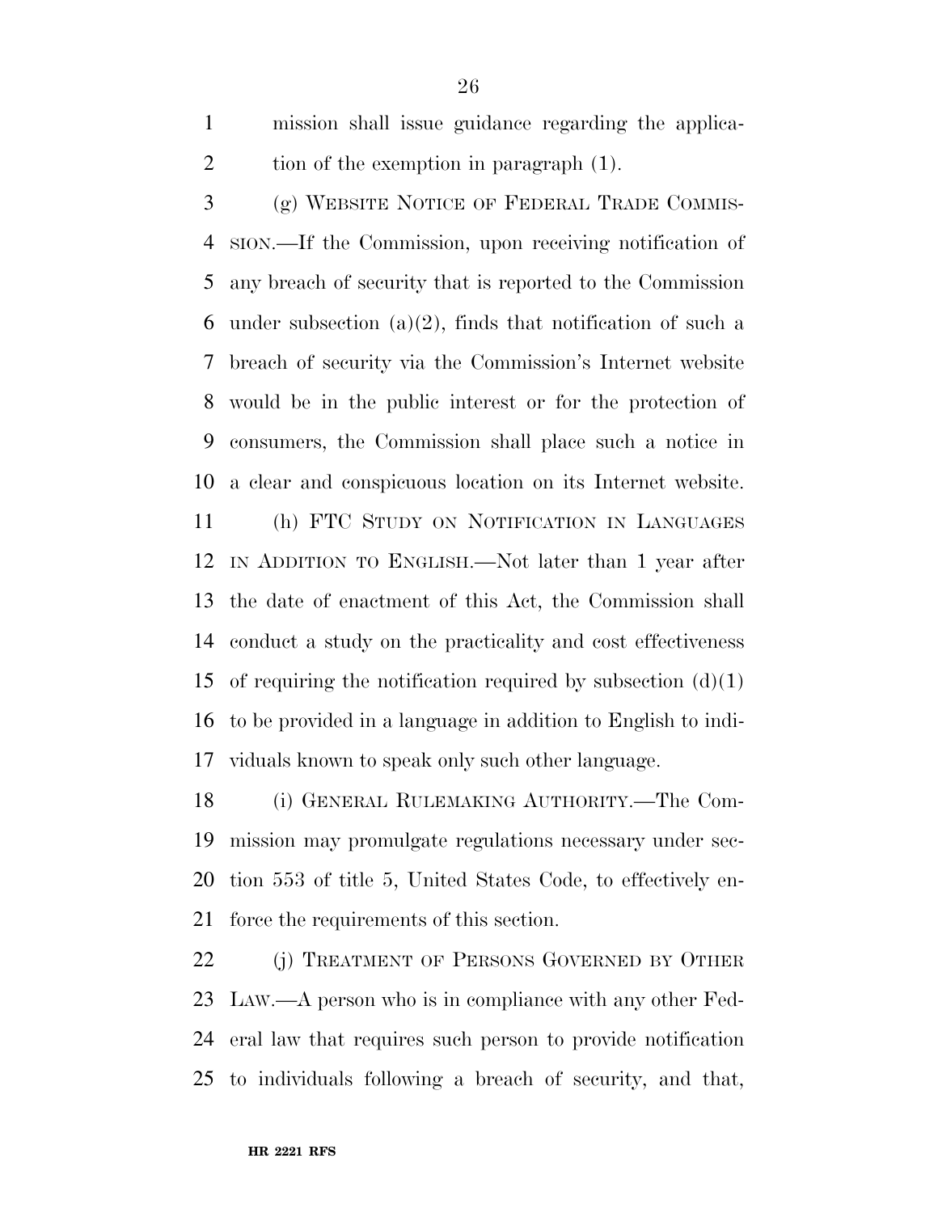mission shall issue guidance regarding the application of the exemption in paragraph (1).

(g) WEBSITE NOTICE OF FEDERAL TRADE COMMISSION.—If the Commission, upon receiving notification of any breach of security that is reported to the Commission under subsection (a)(2), finds that notification of such a breach of security via the Commission's Internet website would be in the public interest or for the protection of consumers, the Commission shall place such a notice in a clear and conspicuous location on its Internet website.

(h) FTC STUDY ON NOTIFICATION IN LANGUAGES IN ADDITION TO ENGLISH.—Not later than 1 year after the date of enactment of this Act, the Commission shall conduct a study on the practicality and cost effectiveness of requiring the notification required by subsection (d)(1) to be provided in a language in addition to English to individuals known to speak only such other language.

(i) GENERAL RULEMAKING AUTHORITY.—The Commission may promulgate regulations necessary under section 553 of title 5, United States Code, to effectively enforce the requirements of this section.

(j) TREATMENT OF PERSONS GOVERNED BY OTHER LAW.—A person who is in compliance with any other Federal law that requires such person to provide notification to individuals following a breach of security, and that,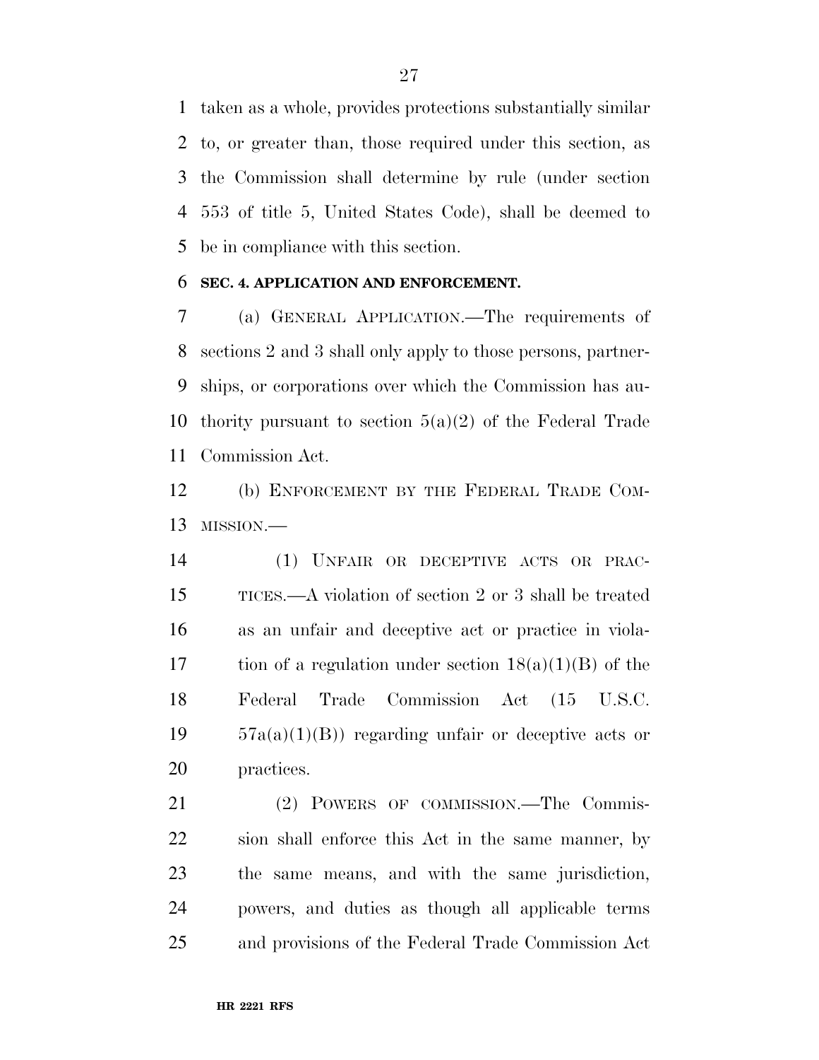taken as a whole, provides protections substantially similar to, or greater than, those required under this section, as the Commission shall determine by rule (under section 553 of title 5, United States Code), shall be deemed to be in compliance with this section.

**SEC. 4. APPLICATION AND ENFORCEMENT.**

(a) GENERAL APPLICATION.—The requirements of sections 2 and 3 shall only apply to those persons, partnerships, or corporations over which the Commission has authority pursuant to section 5(a)(2) of the Federal Trade Commission Act.

(b) ENFORCEMENT BY THE FEDERAL TRADE COMMISSION.—

(1) UNFAIR OR DECEPTIVE ACTS OR PRACTICES.—A violation of section 2 or 3 shall be treated as an unfair and deceptive act or practice in violation of a regulation under section 18(a)(1)(B) of the Federal Trade Commission Act (15 U.S.C. 57a(a)(1)(B)) regarding unfair or deceptive acts or practices.

(2) POWERS OF COMMISSION.—The Commission shall enforce this Act in the same manner, by the same means, and with the same jurisdiction, powers, and duties as though all applicable terms and provisions of the Federal Trade Commission Act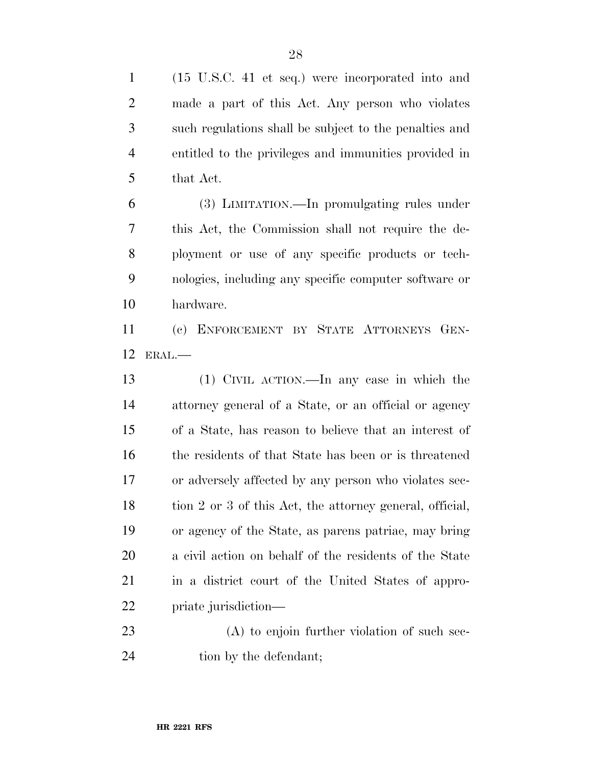(15 U.S.C. 41 et seq.) were incorporated into and made a part of this Act. Any person who violates such regulations shall be subject to the penalties and entitled to the privileges and immunities provided in that Act.

(3) LIMITATION.—In promulgating rules under this Act, the Commission shall not require the deployment or use of any specific products or technologies, including any specific computer software or hardware.

(c) ENFORCEMENT BY STATE ATTORNEYS GENERAL.—

(1) CIVIL ACTION.—In any case in which the attorney general of a State, or an official or agency of a State, has reason to believe that an interest of the residents of that State has been or is threatened or adversely affected by any person who violates section 2 or 3 of this Act, the attorney general, official, or agency of the State, as parens patriae, may bring a civil action on behalf of the residents of the State in a district court of the United States of appropriate jurisdiction—

(A) to enjoin further violation of such section by the defendant;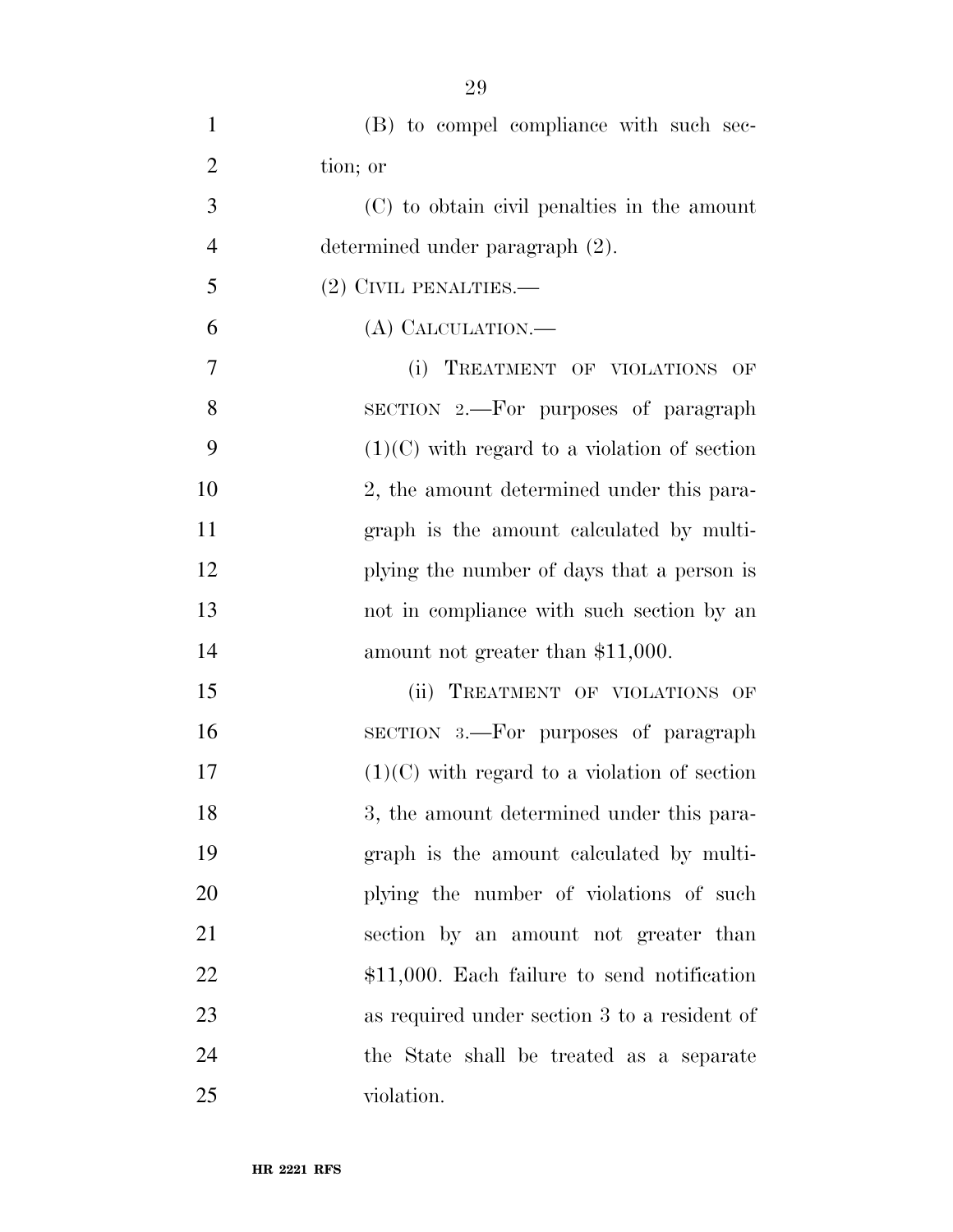(B) to compel compliance with such section; or

(C) to obtain civil penalties in the amount determined under paragraph (2).

(2) CIVIL PENALTIES.—

(A) CALCULATION.—

(i) TREATMENT OF VIOLATIONS OF SECTION 2.—For purposes of paragraph (1)(C) with regard to a violation of section 2, the amount determined under this paragraph is the amount calculated by multiplying the number of days that a person is not in compliance with such section by an amount not greater than $11,000.

(ii) TREATMENT OF VIOLATIONS OF SECTION 3.—For purposes of paragraph (1)(C) with regard to a violation of section 3, the amount determined under this paragraph is the amount calculated by multiplying the number of violations of such section by an amount not greater than $11,000. Each failure to send notification as required under section 3 to a resident of the State shall be treated as a separate violation.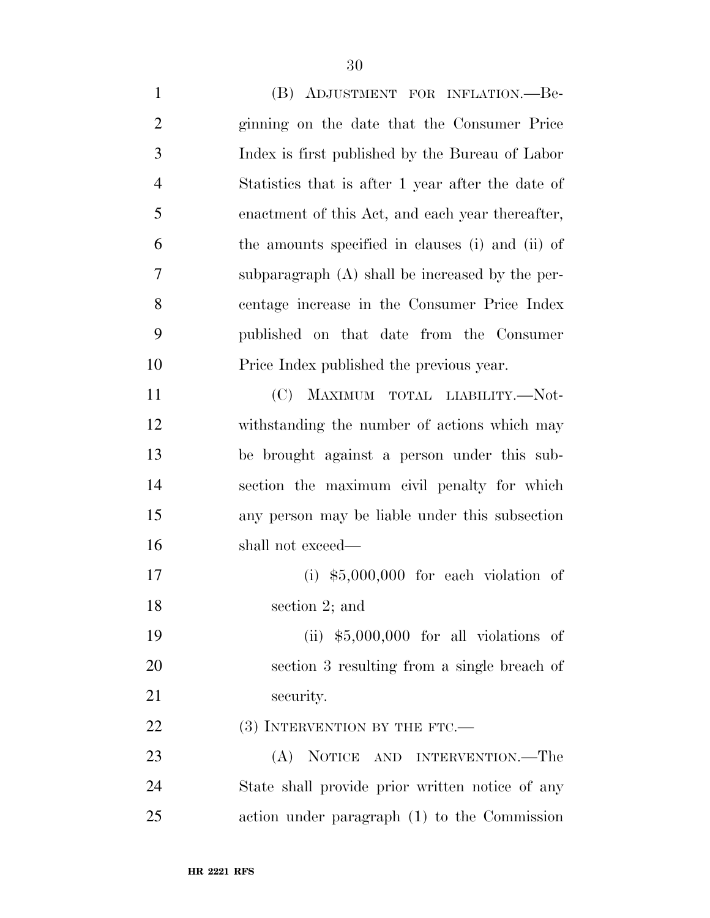(B) ADJUSTMENT FOR INFLATION.—Beginning on the date that the Consumer Price Index is first published by the Bureau of Labor Statistics that is after 1 year after the date of enactment of this Act, and each year thereafter, the amounts specified in clauses (i) and (ii) of subparagraph (A) shall be increased by the percentage increase in the Consumer Price Index published on that date from the Consumer Price Index published the previous year.

(C) MAXIMUM TOTAL LIABILITY.—Notwithstanding the number of actions which may be brought against a person under this subsection the maximum civil penalty for which any person may be liable under this subsection shall not exceed—

(i) $5,000,000 for each violation of section 2; and

(ii) $5,000,000 for all violations of section 3 resulting from a single breach of security.

(3) INTERVENTION BY THE FTC.—

(A) NOTICE AND INTERVENTION.—The State shall provide prior written notice of any action under paragraph (1) to the Commission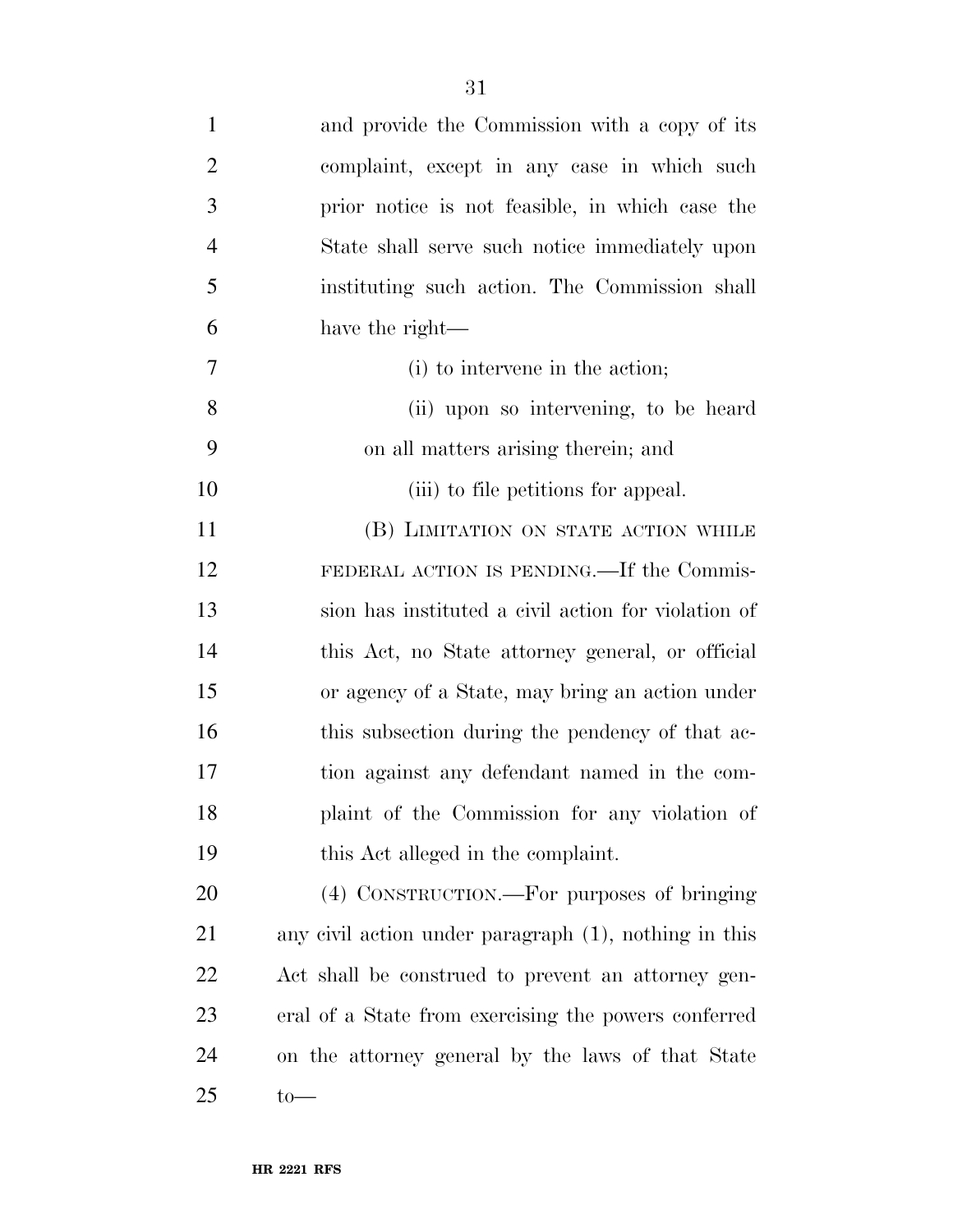and provide the Commission with a copy of its complaint, except in any case in which such prior notice is not feasible, in which case the State shall serve such notice immediately upon instituting such action. The Commission shall have the right—

(i) to intervene in the action;

(ii) upon so intervening, to be heard on all matters arising therein; and

(iii) to file petitions for appeal.

(B) LIMITATION ON STATE ACTION WHILE FEDERAL ACTION IS PENDING.—If the Commission has instituted a civil action for violation of this Act, no State attorney general, or official or agency of a State, may bring an action under this subsection during the pendency of that action against any defendant named in the complaint of the Commission for any violation of this Act alleged in the complaint.

(4) CONSTRUCTION.—For purposes of bringing any civil action under paragraph (1), nothing in this Act shall be construed to prevent an attorney general of a State from exercising the powers conferred on the attorney general by the laws of that State to—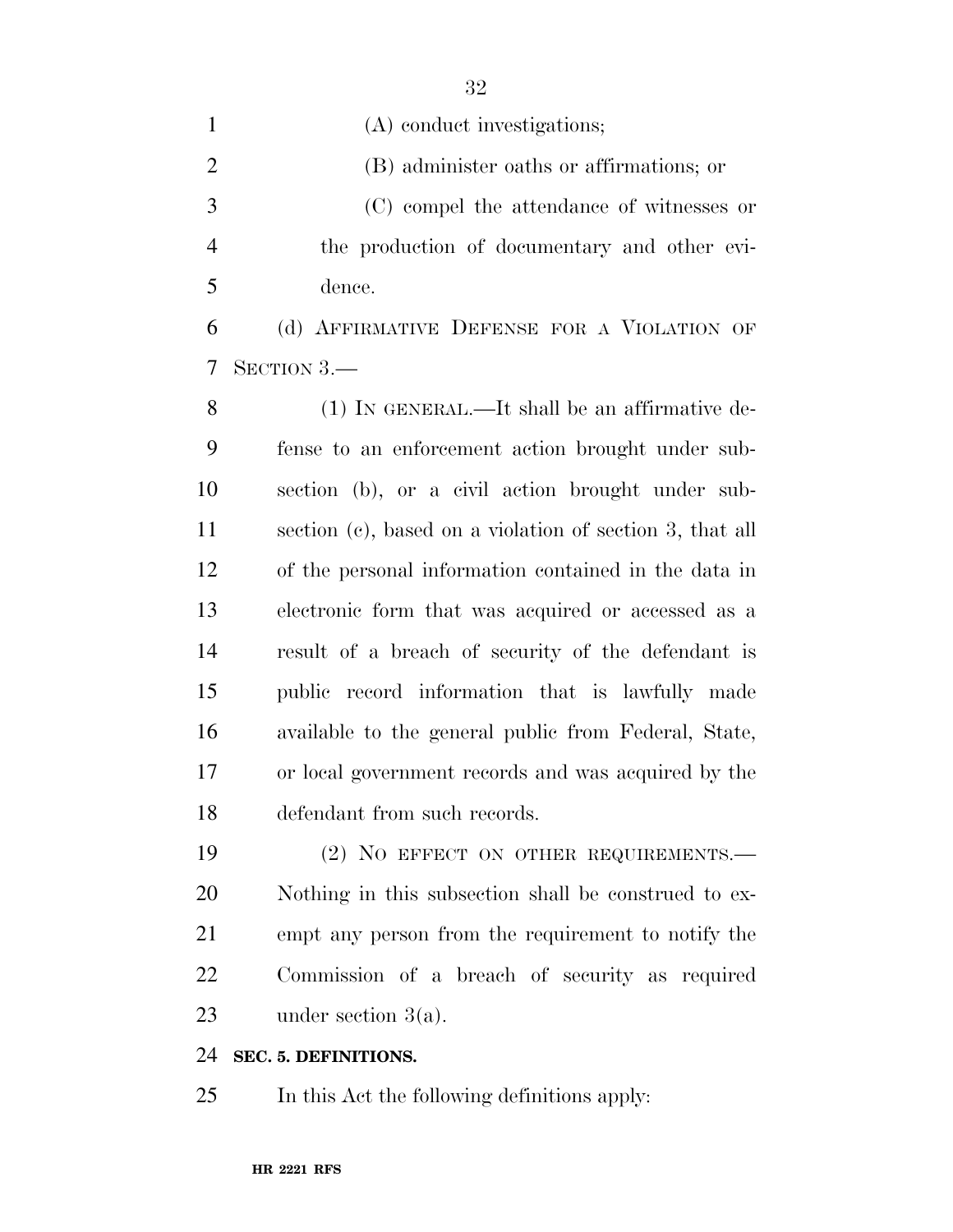(A) conduct investigations;

(B) administer oaths or affirmations; or

(C) compel the attendance of witnesses or the production of documentary and other evidence.

(d) AFFIRMATIVE DEFENSE FOR A VIOLATION OF SECTION 3.—

(1) IN GENERAL.—It shall be an affirmative defense to an enforcement action brought under subsection (b), or a civil action brought under subsection (c), based on a violation of section 3, that all of the personal information contained in the data in electronic form that was acquired or accessed as a result of a breach of security of the defendant is public record information that is lawfully made available to the general public from Federal, State, or local government records and was acquired by the defendant from such records.

(2) NO EFFECT ON OTHER REQUIREMENTS.—Nothing in this subsection shall be construed to exempt any person from the requirement to notify the Commission of a breach of security as required under section 3(a).

**SEC. 5. DEFINITIONS.**

In this Act the following definitions apply: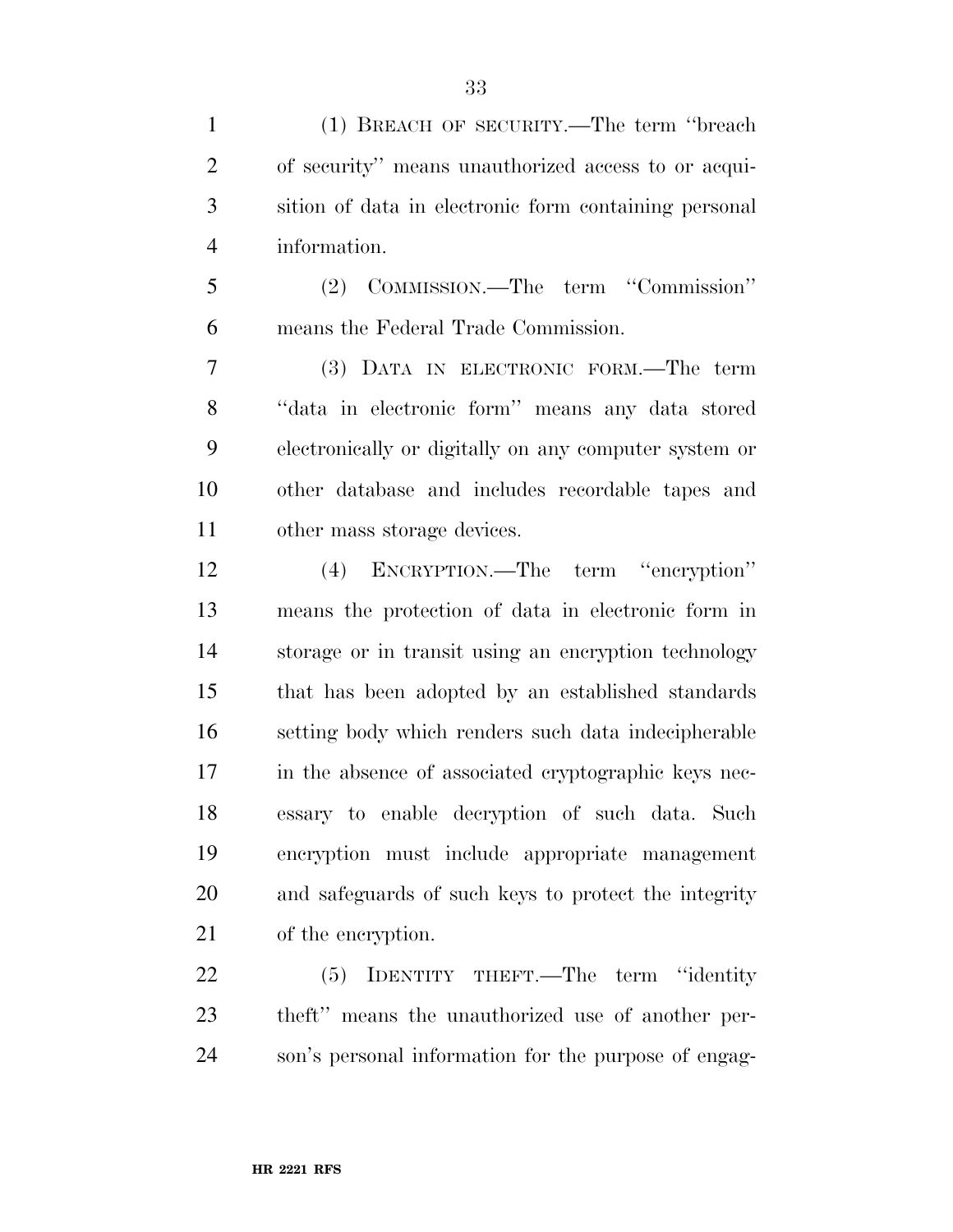(1) BREACH OF SECURITY.—The term ''breach of security'' means unauthorized access to or acquisition of data in electronic form containing personal information.

(2) COMMISSION.—The term ''Commission'' means the Federal Trade Commission.

(3) DATA IN ELECTRONIC FORM.—The term ''data in electronic form'' means any data stored electronically or digitally on any computer system or other database and includes recordable tapes and other mass storage devices.

(4) ENCRYPTION.—The term ''encryption'' means the protection of data in electronic form in storage or in transit using an encryption technology that has been adopted by an established standards setting body which renders such data indecipherable in the absence of associated cryptographic keys necessary to enable decryption of such data. Such encryption must include appropriate management and safeguards of such keys to protect the integrity of the encryption.

(5) IDENTITY THEFT.—The term ''identity theft'' means the unauthorized use of another person's personal information for the purpose of engag-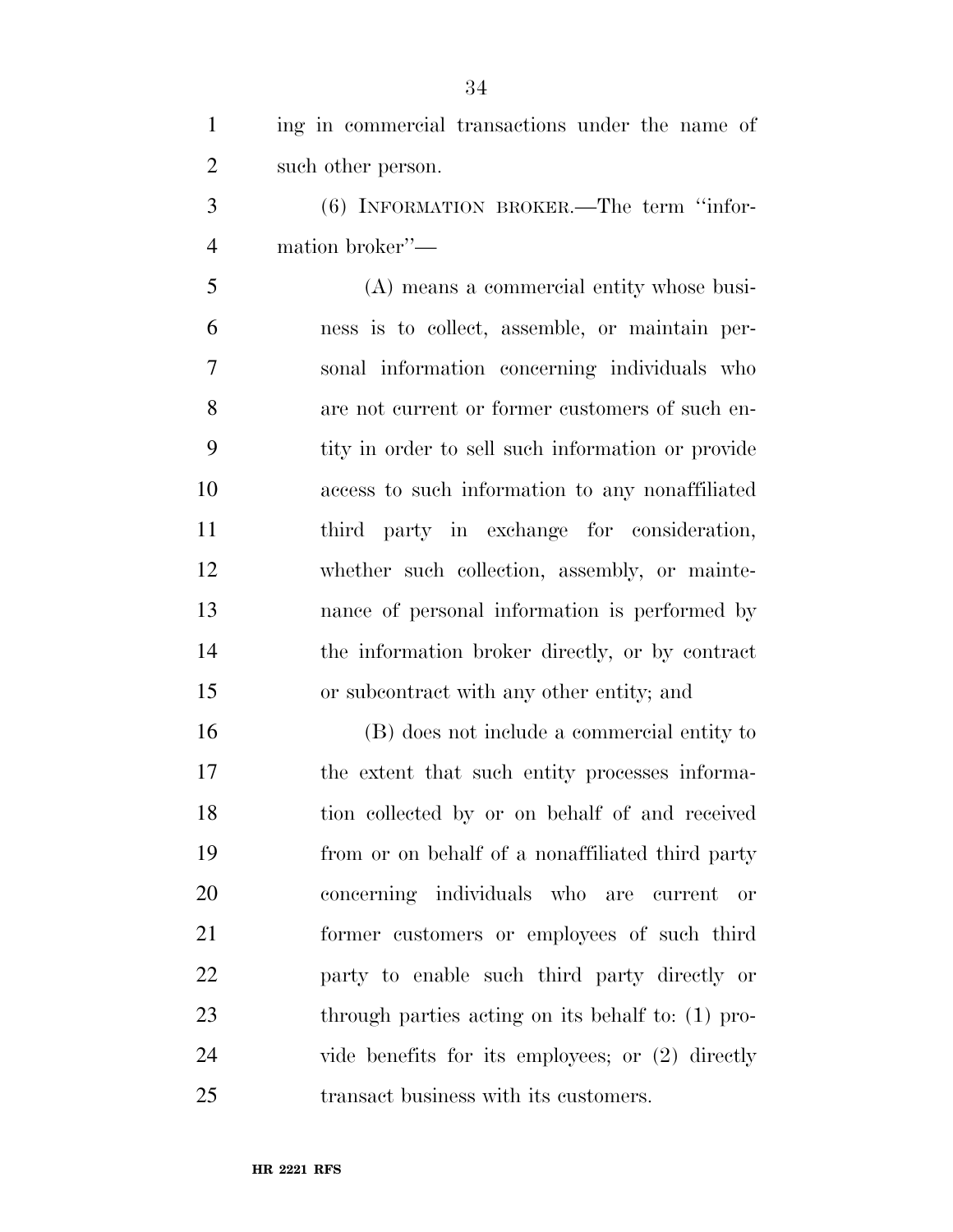ing in commercial transactions under the name of such other person.

(6) INFORMATION BROKER.—The term ''information broker''—

(A) means a commercial entity whose business is to collect, assemble, or maintain personal information concerning individuals who are not current or former customers of such entity in order to sell such information or provide access to such information to any nonaffiliated third party in exchange for consideration, whether such collection, assembly, or maintenance of personal information is performed by the information broker directly, or by contract or subcontract with any other entity; and

(B) does not include a commercial entity to the extent that such entity processes information collected by or on behalf of and received from or on behalf of a nonaffiliated third party concerning individuals who are current or former customers or employees of such third party to enable such third party directly or through parties acting on its behalf to: (1) provide benefits for its employees; or (2) directly transact business with its customers.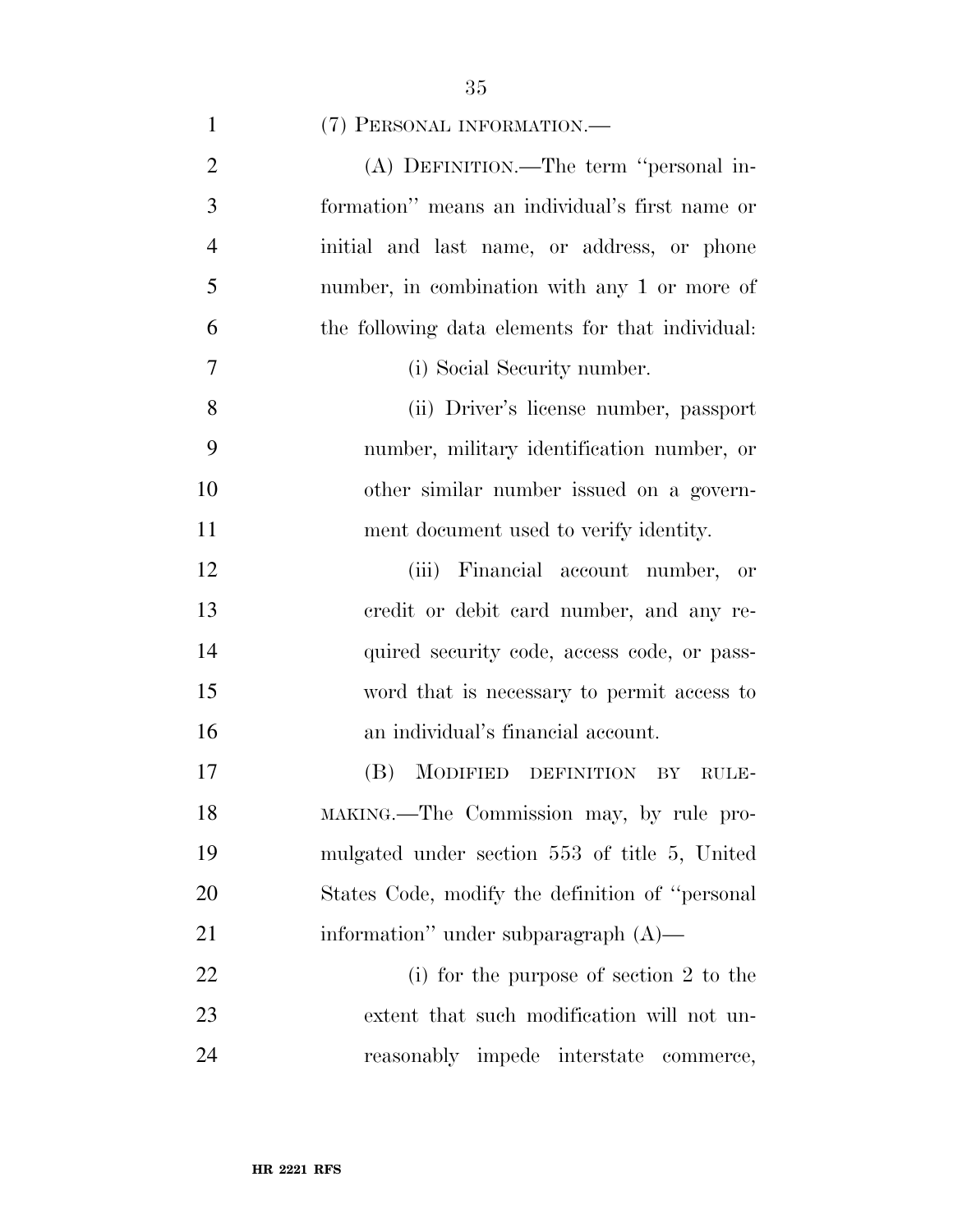(7) PERSONAL INFORMATION.—

(A) DEFINITION.—The term "personal information" means an individual's first name or initial and last name, or address, or phone number, in combination with any 1 or more of the following data elements for that individual:

(i) Social Security number.

(ii) Driver's license number, passport number, military identification number, or other similar number issued on a government document used to verify identity.

(iii) Financial account number, or credit or debit card number, and any required security code, access code, or password that is necessary to permit access to an individual's financial account.

(B) MODIFIED DEFINITION BY RULEMAKING.—The Commission may, by rule promulgated under section 553 of title 5, United States Code, modify the definition of "personal information" under subparagraph (A)—

(i) for the purpose of section 2 to the extent that such modification will not unreasonably impede interstate commerce,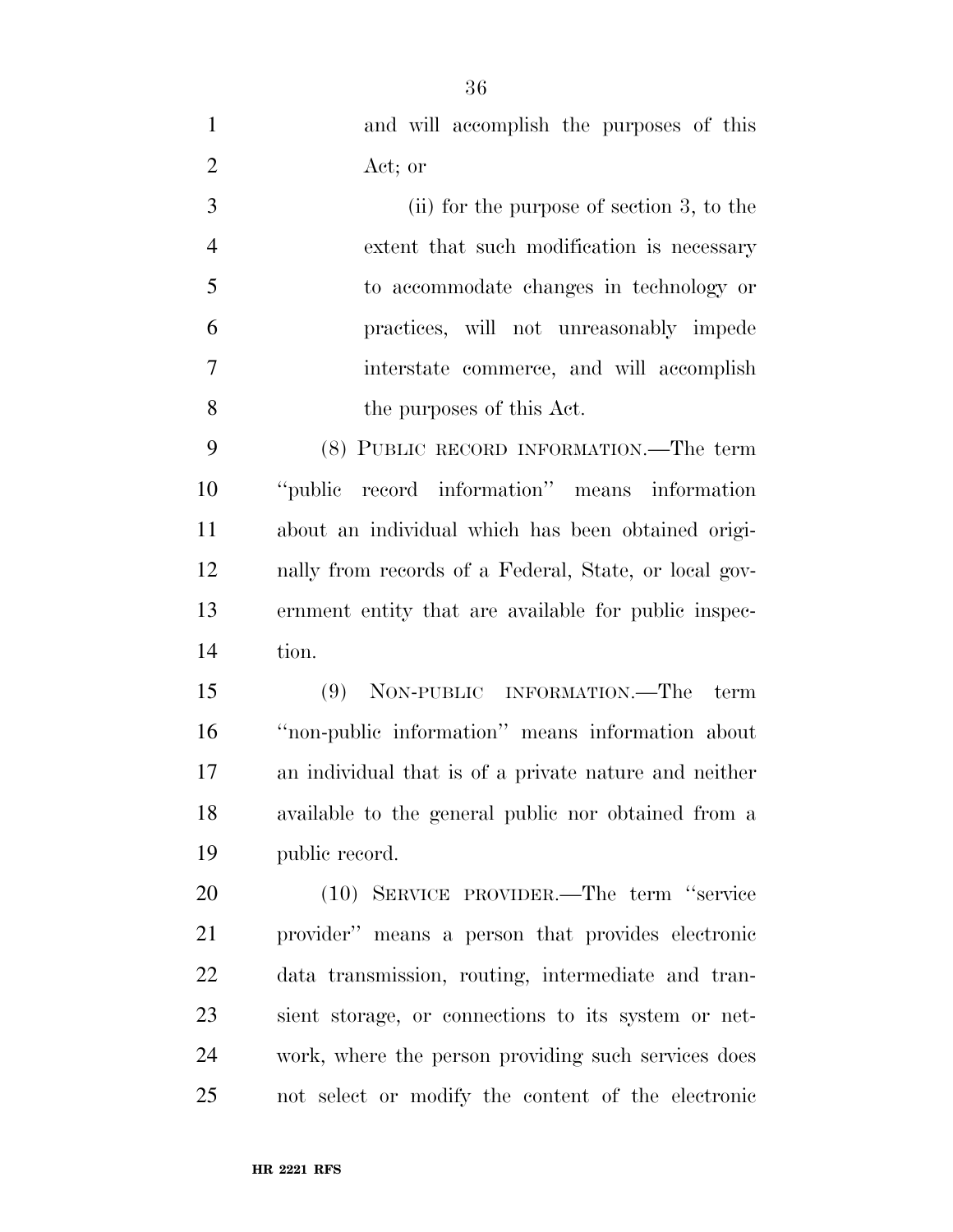and will accomplish the purposes of this Act; or

(ii) for the purpose of section 3, to the extent that such modification is necessary to accommodate changes in technology or practices, will not unreasonably impede interstate commerce, and will accomplish the purposes of this Act.

(8) PUBLIC RECORD INFORMATION.—The term ''public record information'' means information about an individual which has been obtained originally from records of a Federal, State, or local government entity that are available for public inspection.

(9) NON-PUBLIC INFORMATION.—The term ''non-public information'' means information about an individual that is of a private nature and neither available to the general public nor obtained from a public record.

(10) SERVICE PROVIDER.—The term ''service provider'' means a person that provides electronic data transmission, routing, intermediate and transient storage, or connections to its system or network, where the person providing such services does not select or modify the content of the electronic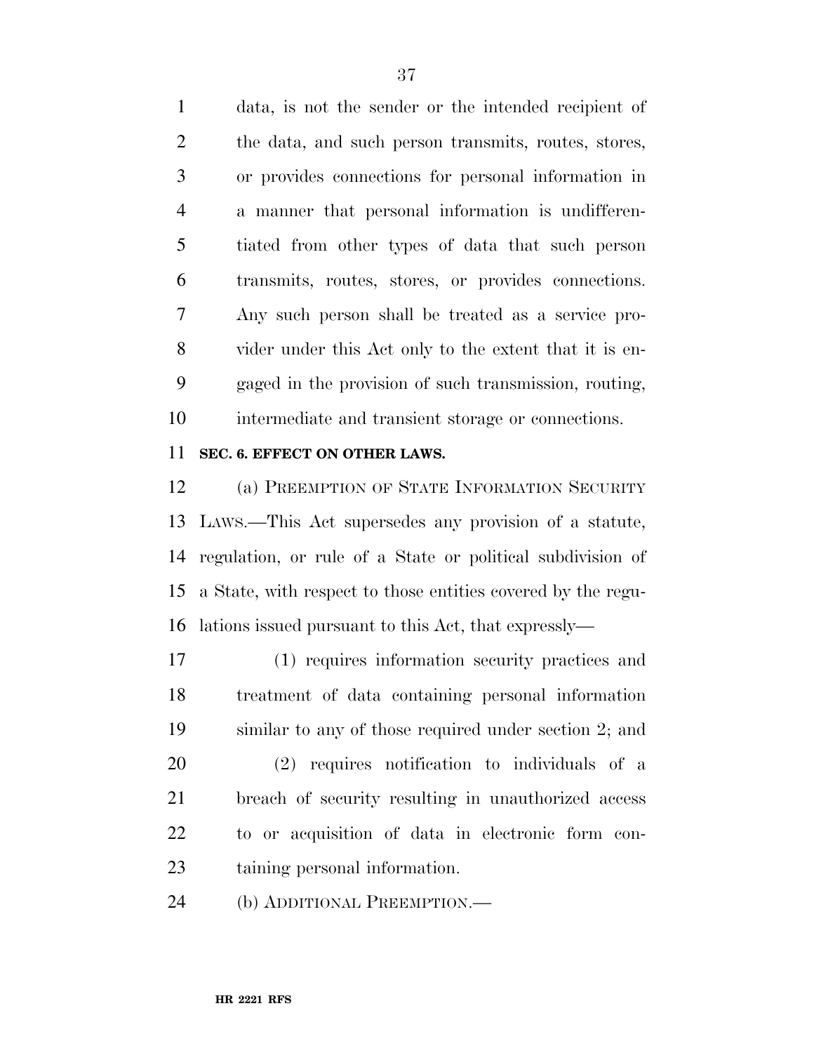data, is not the sender or the intended recipient of the data, and such person transmits, routes, stores, or provides connections for personal information in a manner that personal information is undifferentiated from other types of data that such person transmits, routes, stores, or provides connections. Any such person shall be treated as a service provider under this Act only to the extent that it is engaged in the provision of such transmission, routing, intermediate and transient storage or connections.

**SEC. 6. EFFECT ON OTHER LAWS.**

(a) PREEMPTION OF STATE INFORMATION SECURITY LAWS.—This Act supersedes any provision of a statute, regulation, or rule of a State or political subdivision of a State, with respect to those entities covered by the regulations issued pursuant to this Act, that expressly—

(1) requires information security practices and treatment of data containing personal information similar to any of those required under section 2; and

(2) requires notification to individuals of a breach of security resulting in unauthorized access to or acquisition of data in electronic form containing personal information.

(b) ADDITIONAL PREEMPTION.—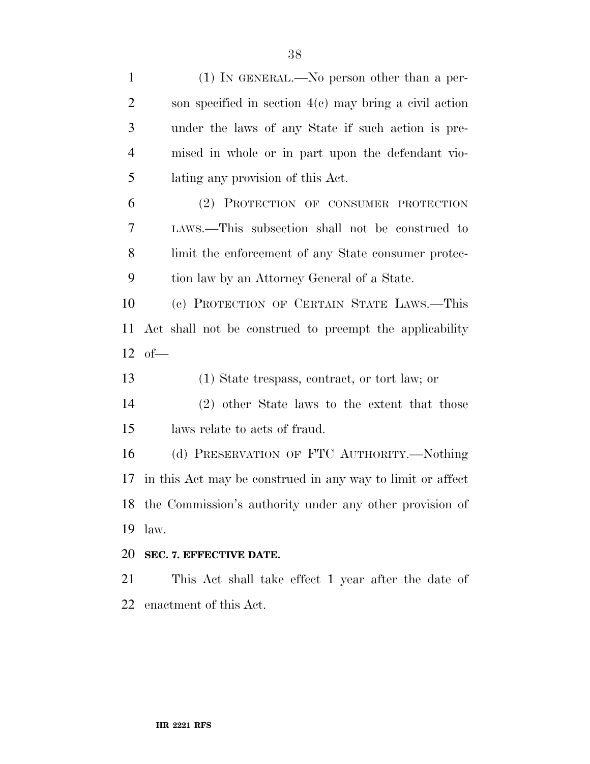(1) IN GENERAL.—No person other than a person specified in section 4(c) may bring a civil action under the laws of any State if such action is premised in whole or in part upon the defendant violating any provision of this Act.

(2) PROTECTION OF CONSUMER PROTECTION LAWS.—This subsection shall not be construed to limit the enforcement of any State consumer protection law by an Attorney General of a State.

(c) PROTECTION OF CERTAIN STATE LAWS.—This Act shall not be construed to preempt the applicability of—

(1) State trespass, contract, or tort law; or

(2) other State laws to the extent that those laws relate to acts of fraud.

(d) PRESERVATION OF FTC AUTHORITY.—Nothing in this Act may be construed in any way to limit or affect the Commission's authority under any other provision of law.

**SEC. 7. EFFECTIVE DATE.**

This Act shall take effect 1 year after the date of enactment of this Act.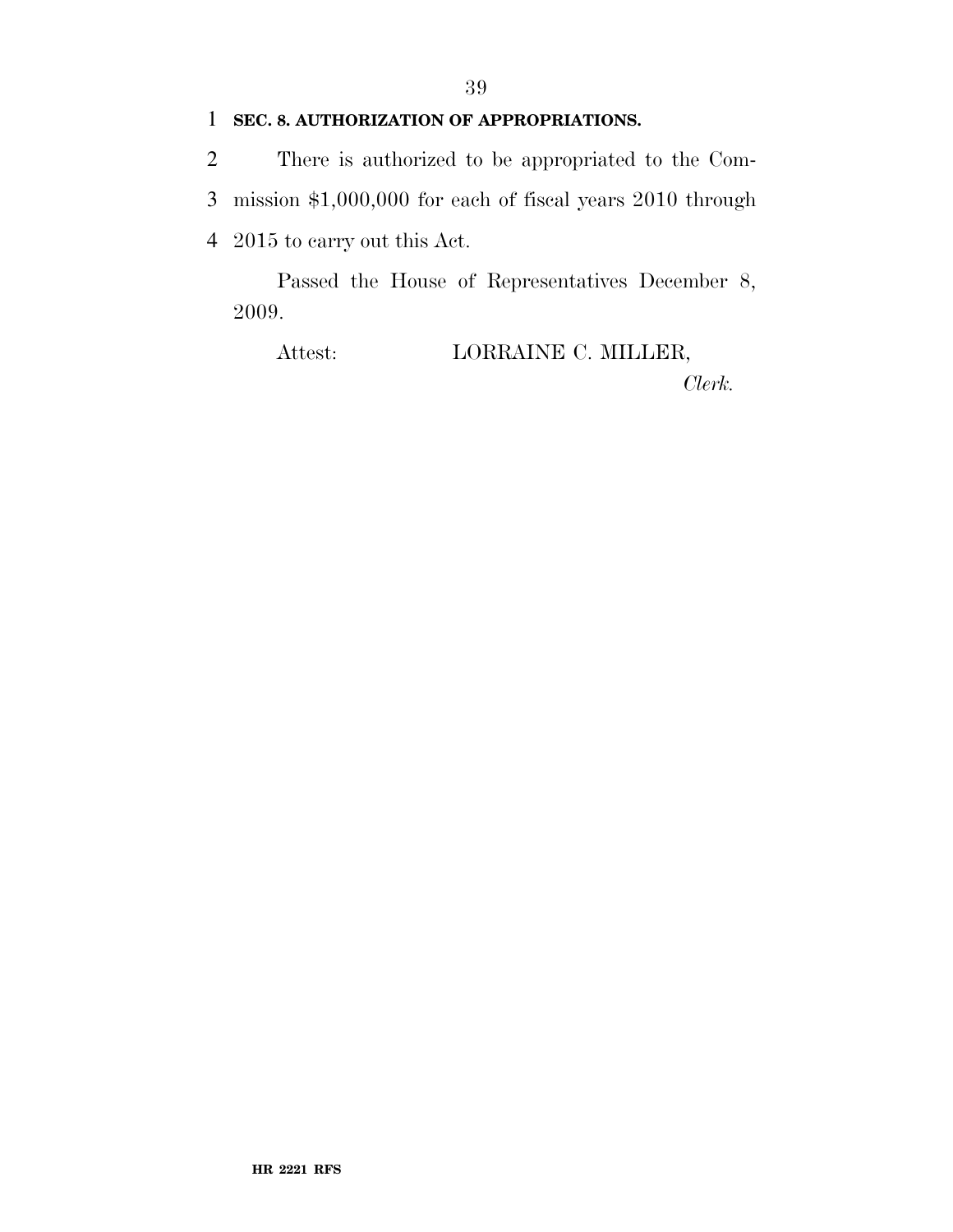**SEC. 8. AUTHORIZATION OF APPROPRIATIONS.**

There is authorized to be appropriated to the Commission $1,000,000 for each of fiscal years 2010 through 2015 to carry out this Act.

Passed the House of Representatives December 8, 2009.

Attest: LORRAINE C. MILLER,

*Clerk.*